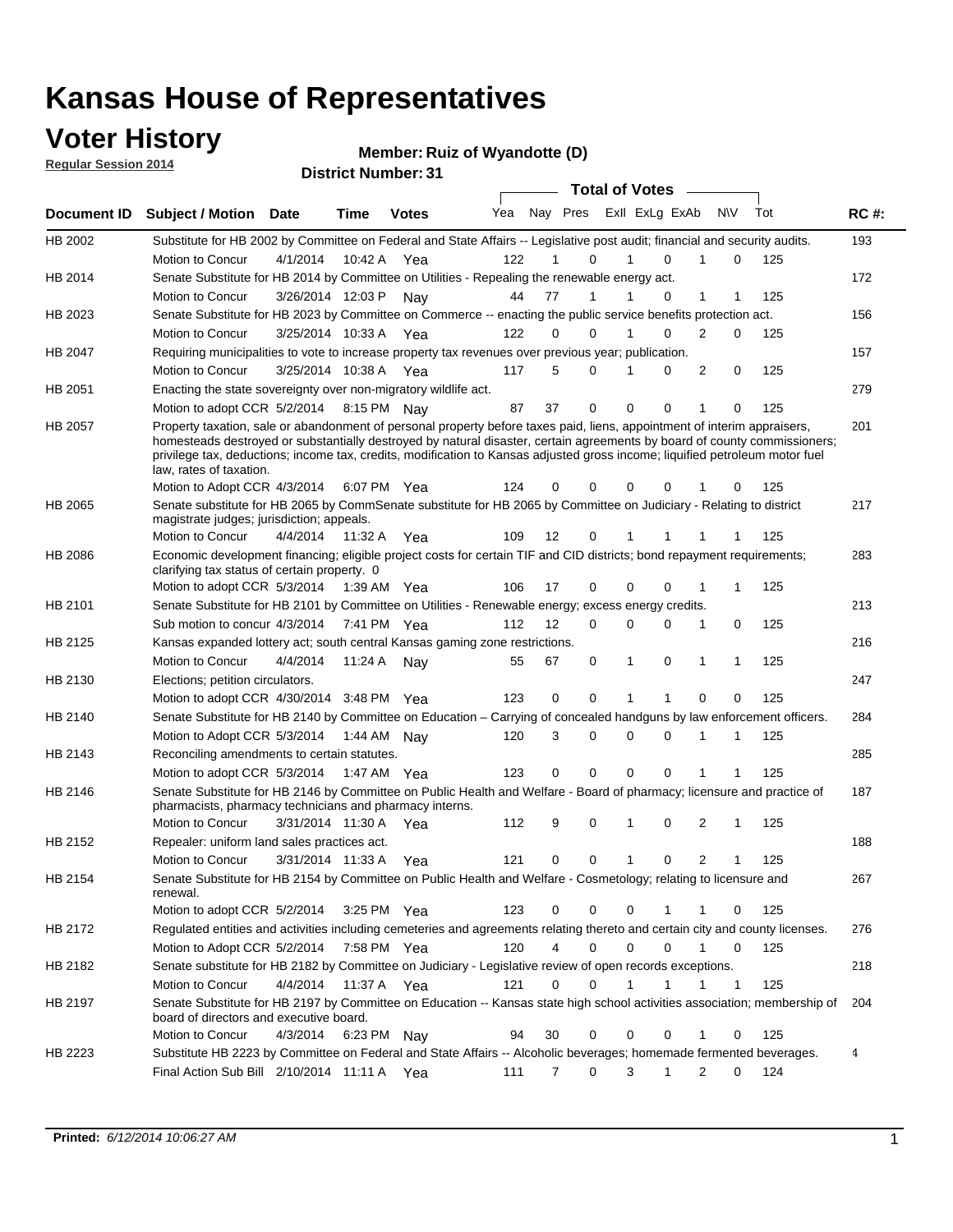# Kansas House of Representatives

## Voter History

**Regular Session 2014**

**Member: Ruiz of Wyandotte (D)**

**District Number: 31**

| Document ID | Subject / Motion | Date | Time | Votes | Yea | Nay | Pres | ExII | ExLg | ExAb | N\V | Tot | RC #: |
|---|---|---|---|---|---|---|---|---|---|---|---|---|---|
| HB 2002 | Substitute for HB 2002 by Committee on Federal and State Affairs -- Legislative post audit; financial and security audits. | | | | | | | | | | | | 193 |
| | Motion to Concur | 4/1/2014 | 10:42 A | Yea | 122 | 1 | 0 | 1 | 0 | 1 | 0 | 125 | |
| HB 2014 | Senate Substitute for HB 2014 by Committee on Utilities - Repealing the renewable energy act. | | | | | | | | | | | | 172 |
| | Motion to Concur | 3/26/2014 | 12:03 P | Nay | 44 | 77 | 1 | 1 | 0 | 1 | 1 | 125 | |
| HB 2023 | Senate Substitute for HB 2023 by Committee on Commerce -- enacting the public service benefits protection act. | | | | | | | | | | | | 156 |
| | Motion to Concur | 3/25/2014 | 10:33 A | Yea | 122 | 0 | 0 | 1 | 0 | 2 | 0 | 125 | |
| HB 2047 | Requiring municipalities to vote to increase property tax revenues over previous year; publication. | | | | | | | | | | | | 157 |
| | Motion to Concur | 3/25/2014 | 10:38 A | Yea | 117 | 5 | 0 | 1 | 0 | 2 | 0 | 125 | |
| HB 2051 | Enacting the state sovereignty over non-migratory wildlife act. | | | | | | | | | | | | 279 |
| | Motion to adopt CCR | 5/2/2014 | 8:15 PM | Nay | 87 | 37 | 0 | 0 | 0 | 1 | 0 | 125 | |
| HB 2057 | Property taxation, sale or abandonment of personal property before taxes paid, liens, appointment of interim appraisers, homesteads destroyed or substantially destroyed by natural disaster, certain agreements by board of county commissioners; privilege tax, deductions; income tax, credits, modification to Kansas adjusted gross income; liquified petroleum motor fuel law, rates of taxation. | | | | | | | | | | | | 201 |
| | Motion to Adopt CCR | 4/3/2014 | 6:07 PM | Yea | 124 | 0 | 0 | 0 | 0 | 1 | 0 | 125 | |
| HB 2065 | Senate substitute for HB 2065 by CommSenate substitute for HB 2065 by Committee on Judiciary - Relating to district magistrate judges; jurisdiction; appeals. | | | | | | | | | | | | 217 |
| | Motion to Concur | 4/4/2014 | 11:32 A | Yea | 109 | 12 | 0 | 1 | 1 | 1 | 1 | 125 | |
| HB 2086 | Economic development financing; eligible project costs for certain TIF and CID districts; bond repayment requirements; clarifying tax status of certain property. 0 | | | | | | | | | | | | 283 |
| | Motion to adopt CCR | 5/3/2014 | 1:39 AM | Yea | 106 | 17 | 0 | 0 | 0 | 1 | 1 | 125 | |
| HB 2101 | Senate Substitute for HB 2101 by Committee on Utilities - Renewable energy; excess energy credits. | | | | | | | | | | | | 213 |
| | Sub motion to concur | 4/3/2014 | 7:41 PM | Yea | 112 | 12 | 0 | 0 | 0 | 1 | 0 | 125 | |
| HB 2125 | Kansas expanded lottery act; south central Kansas gaming zone restrictions. | | | | | | | | | | | | 216 |
| | Motion to Concur | 4/4/2014 | 11:24 A | Nay | 55 | 67 | 0 | 1 | 0 | 1 | 1 | 125 | |
| HB 2130 | Elections; petition circulators. | | | | | | | | | | | | 247 |
| | Motion to adopt CCR | 4/30/2014 | 3:48 PM | Yea | 123 | 0 | 0 | 1 | 1 | 0 | 0 | 125 | |
| HB 2140 | Senate Substitute for HB 2140 by Committee on Education – Carrying of concealed handguns by law enforcement officers. | | | | | | | | | | | | 284 |
| | Motion to Adopt CCR | 5/3/2014 | 1:44 AM | Nay | 120 | 3 | 0 | 0 | 0 | 1 | 1 | 125 | |
| HB 2143 | Reconciling amendments to certain statutes. | | | | | | | | | | | | 285 |
| | Motion to adopt CCR | 5/3/2014 | 1:47 AM | Yea | 123 | 0 | 0 | 0 | 0 | 1 | 1 | 125 | |
| HB 2146 | Senate Substitute for HB 2146 by Committee on Public Health and Welfare - Board of pharmacy; licensure and practice of pharmacists, pharmacy technicians and pharmacy interns. | | | | | | | | | | | | 187 |
| | Motion to Concur | 3/31/2014 | 11:30 A | Yea | 112 | 9 | 0 | 1 | 0 | 2 | 1 | 125 | |
| HB 2152 | Repealer: uniform land sales practices act. | | | | | | | | | | | | 188 |
| | Motion to Concur | 3/31/2014 | 11:33 A | Yea | 121 | 0 | 0 | 1 | 0 | 2 | 1 | 125 | |
| HB 2154 | Senate Substitute for HB 2154 by Committee on Public Health and Welfare - Cosmetology; relating to licensure and renewal. | | | | | | | | | | | | 267 |
| | Motion to adopt CCR | 5/2/2014 | 3:25 PM | Yea | 123 | 0 | 0 | 0 | 1 | 1 | 0 | 125 | |
| HB 2172 | Regulated entities and activities including cemeteries and agreements relating thereto and certain city and county licenses. | | | | | | | | | | | | 276 |
| | Motion to Adopt CCR | 5/2/2014 | 7:58 PM | Yea | 120 | 4 | 0 | 0 | 0 | 1 | 0 | 125 | |
| HB 2182 | Senate substitute for HB 2182 by Committee on Judiciary - Legislative review of open records exceptions. | | | | | | | | | | | | 218 |
| | Motion to Concur | 4/4/2014 | 11:37 A | Yea | 121 | 0 | 0 | 1 | 1 | 1 | 1 | 125 | |
| HB 2197 | Senate Substitute for HB 2197 by Committee on Education -- Kansas state high school activities association; membership of board of directors and executive board. | | | | | | | | | | | | 204 |
| | Motion to Concur | 4/3/2014 | 6:23 PM | Nay | 94 | 30 | 0 | 0 | 0 | 1 | 0 | 125 | |
| HB 2223 | Substitute HB 2223 by Committee on Federal and State Affairs -- Alcoholic beverages; homemade fermented beverages. | | | | | | | | | | | | 4 |
| | Final Action Sub Bill | 2/10/2014 | 11:11 A | Yea | 111 | 7 | 0 | 3 | 1 | 2 | 0 | 124 | |

**Printed:** *6/12/2014 10:06:27 AM*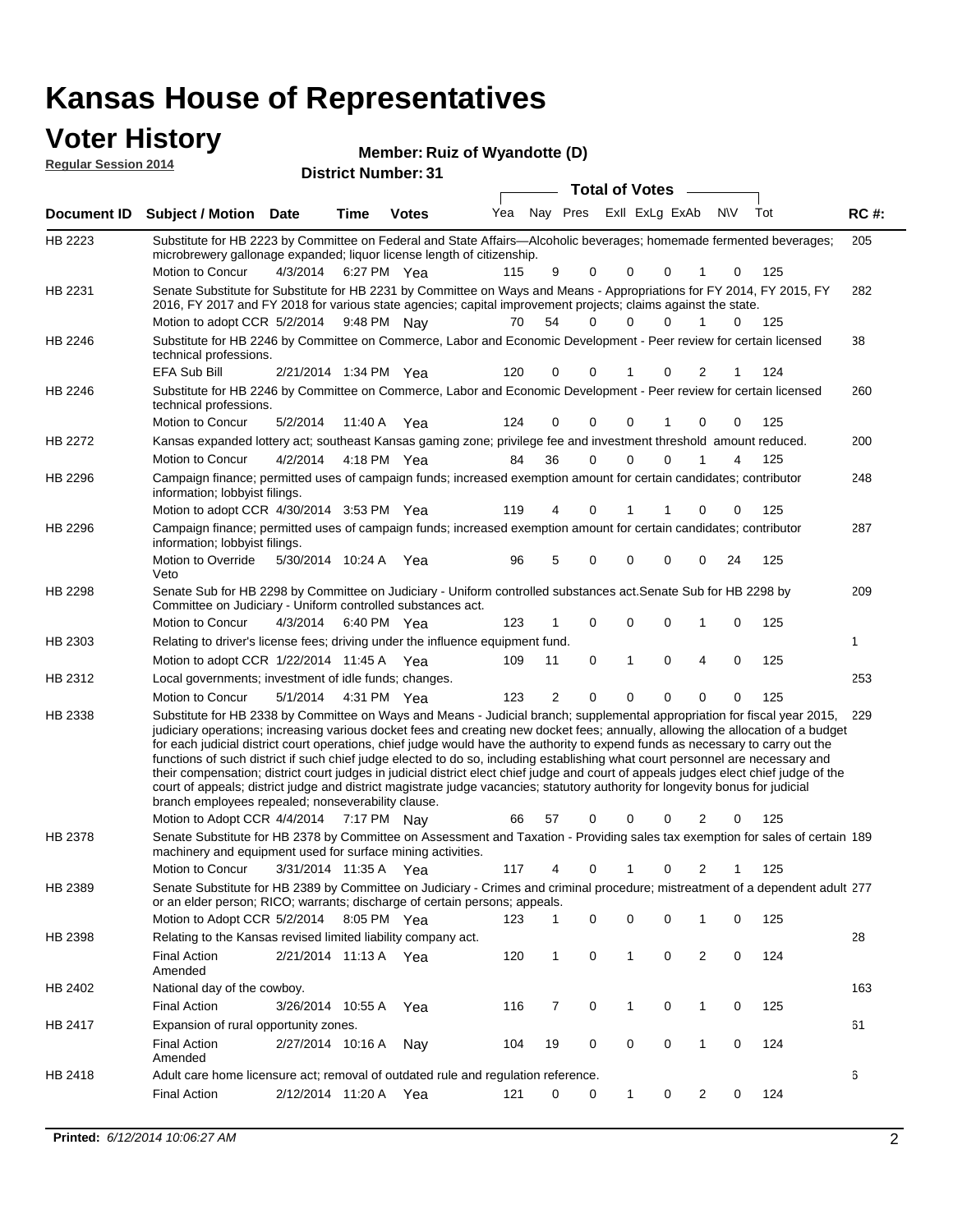# Kansas House of Representatives

## Voter History

**Regular Session 2014**

**Member: Ruiz of Wyandotte (D)**

**District Number: 31**

| Document ID | Subject / Motion | Date | Time | Votes | Yea | Nay | Pres | ExII | ExLg | ExAb | N\V | Tot | RC #: |
|---|---|---|---|---|---|---|---|---|---|---|---|---|---|
| HB 2223 | Substitute for HB 2223 by Committee on Federal and State Affairs—Alcoholic beverages; homemade fermented beverages; microbrewery gallonage expanded; liquor license length of citizenship. | | | | | | | | | | | | 205 |
| | Motion to Concur | 4/3/2014 | 6:27 PM | Yea | 115 | 9 | 0 | 0 | 0 | 1 | 0 | 125 | |
| HB 2231 | Senate Substitute for Substitute for HB 2231 by Committee on Ways and Means - Appropriations for FY 2014, FY 2015, FY 2016, FY 2017 and FY 2018 for various state agencies; capital improvement projects; claims against the state. | | | | | | | | | | | | 282 |
| | Motion to adopt CCR | 5/2/2014 | 9:48 PM | Nay | 70 | 54 | 0 | 0 | 0 | 1 | 0 | 125 | |
| HB 2246 | Substitute for HB 2246 by Committee on Commerce, Labor and Economic Development - Peer review for certain licensed technical professions. | | | | | | | | | | | | 38 |
| | EFA Sub Bill | 2/21/2014 | 1:34 PM | Yea | 120 | 0 | 0 | 1 | 0 | 2 | 1 | 124 | |
| HB 2246 | Substitute for HB 2246 by Committee on Commerce, Labor and Economic Development - Peer review for certain licensed technical professions. | | | | | | | | | | | | 260 |
| | Motion to Concur | 5/2/2014 | 11:40 A | Yea | 124 | 0 | 0 | 0 | 1 | 0 | 0 | 125 | |
| HB 2272 | Kansas expanded lottery act; southeast Kansas gaming zone; privilege fee and investment threshold amount reduced. | | | | | | | | | | | | 200 |
| | Motion to Concur | 4/2/2014 | 4:18 PM | Yea | 84 | 36 | 0 | 0 | 0 | 1 | 4 | 125 | |
| HB 2296 | Campaign finance; permitted uses of campaign funds; increased exemption amount for certain candidates; contributor information; lobbyist filings. | | | | | | | | | | | | 248 |
| | Motion to adopt CCR | 4/30/2014 | 3:53 PM | Yea | 119 | 4 | 0 | 1 | 1 | 0 | 0 | 125 | |
| HB 2296 | Campaign finance; permitted uses of campaign funds; increased exemption amount for certain candidates; contributor information; lobbyist filings. | | | | | | | | | | | | 287 |
| | Motion to Override Veto | 5/30/2014 | 10:24 A | Yea | 96 | 5 | 0 | 0 | 0 | 0 | 24 | 125 | |
| HB 2298 | Senate Sub for HB 2298 by Committee on Judiciary - Uniform controlled substances act.Senate Sub for HB 2298 by Committee on Judiciary - Uniform controlled substances act. | | | | | | | | | | | | 209 |
| | Motion to Concur | 4/3/2014 | 6:40 PM | Yea | 123 | 1 | 0 | 0 | 0 | 1 | 0 | 125 | |
| HB 2303 | Relating to driver's license fees; driving under the influence equipment fund. | | | | | | | | | | | | 1 |
| | Motion to adopt CCR | 1/22/2014 | 11:45 A | Yea | 109 | 11 | 0 | 1 | 0 | 4 | 0 | 125 | |
| HB 2312 | Local governments; investment of idle funds; changes. | | | | | | | | | | | | 253 |
| | Motion to Concur | 5/1/2014 | 4:31 PM | Yea | 123 | 2 | 0 | 0 | 0 | 0 | 0 | 125 | |
| HB 2338 | Substitute for HB 2338 by Committee on Ways and Means - Judicial branch; supplemental appropriation for fiscal year 2015, judiciary operations; increasing various docket fees and creating new docket fees; annually, allowing the allocation of a budget for each judicial district court operations, chief judge would have the authority to expend funds as necessary to carry out the functions of such district if such chief judge elected to do so, including establishing what court personnel are necessary and their compensation; district court judges in judicial district elect chief judge and court of appeals judges elect chief judge of the court of appeals; district judge and district magistrate judge vacancies; statutory authority for longevity bonus for judicial branch employees repealed; nonseverability clause. | | | | | | | | | | | | 229 |
| | Motion to Adopt CCR | 4/4/2014 | 7:17 PM | Nay | 66 | 57 | 0 | 0 | 0 | 2 | 0 | 125 | |
| HB 2378 | Senate Substitute for HB 2378 by Committee on Assessment and Taxation - Providing sales tax exemption for sales of certain machinery and equipment used for surface mining activities. | | | | | | | | | | | | 189 |
| | Motion to Concur | 3/31/2014 | 11:35 A | Yea | 117 | 4 | 0 | 1 | 0 | 2 | 1 | 125 | |
| HB 2389 | Senate Substitute for HB 2389 by Committee on Judiciary - Crimes and criminal procedure; mistreatment of a dependent adult or an elder person; RICO; warrants; discharge of certain persons; appeals. | | | | | | | | | | | | 277 |
| | Motion to Adopt CCR | 5/2/2014 | 8:05 PM | Yea | 123 | 1 | 0 | 0 | 0 | 1 | 0 | 125 | |
| HB 2398 | Relating to the Kansas revised limited liability company act. | | | | | | | | | | | | 28 |
| | Final Action Amended | 2/21/2014 | 11:13 A | Yea | 120 | 1 | 0 | 1 | 0 | 2 | 0 | 124 | |
| HB 2402 | National day of the cowboy. | | | | | | | | | | | | 163 |
| | Final Action | 3/26/2014 | 10:55 A | Yea | 116 | 7 | 0 | 1 | 0 | 1 | 0 | 125 | |
| HB 2417 | Expansion of rural opportunity zones. | | | | | | | | | | | | 61 |
| | Final Action Amended | 2/27/2014 | 10:16 A | Nay | 104 | 19 | 0 | 0 | 0 | 1 | 0 | 124 | |
| HB 2418 | Adult care home licensure act; removal of outdated rule and regulation reference. | | | | | | | | | | | | 6 |
| | Final Action | 2/12/2014 | 11:20 A | Yea | 121 | 0 | 0 | 1 | 0 | 2 | 0 | 124 | |

**Printed:** *6/12/2014 10:06:27 AM*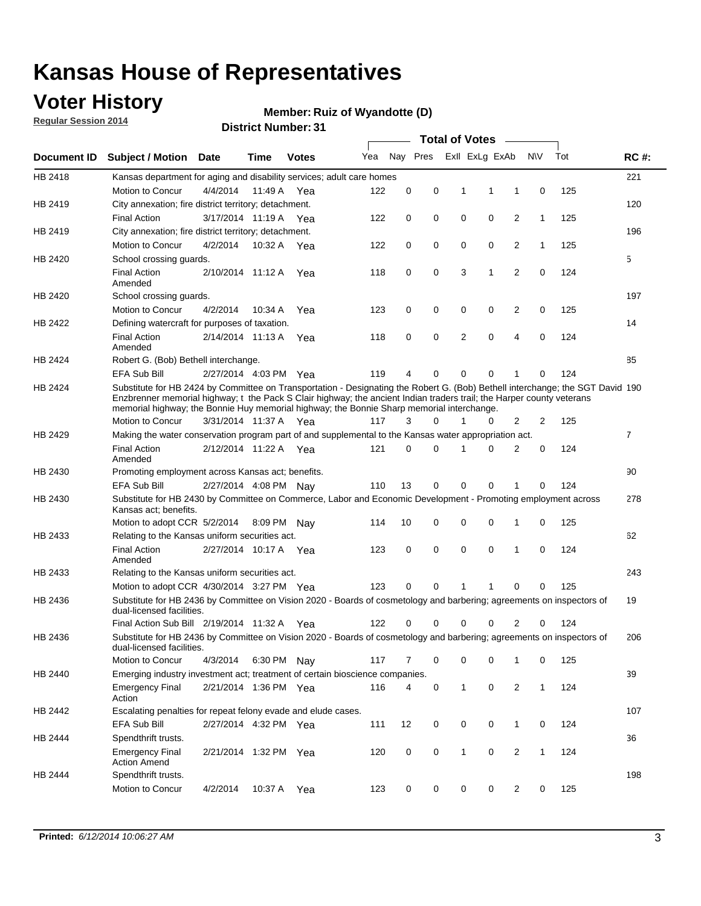# Kansas House of Representatives

## Voter History

**Regular Session 2014**

**Member: Ruiz of Wyandotte (D)**

**District Number: 31**

| Document ID | Subject / Motion | Date | Time | Votes | Yea | Nay | Pres | ExII | ExLg | ExAb | N\V | Tot | RC #: |
|---|---|---|---|---|---|---|---|---|---|---|---|---|---|
| HB 2418 | Kansas department for aging and disability services; adult care homes | | | | | | | | | | | | 221 |
| | Motion to Concur | 4/4/2014 | 11:49 A | Yea | 122 | 0 | 0 | 1 | 1 | 1 | 0 | 125 | |
| HB 2419 | City annexation; fire district territory; detachment. | | | | | | | | | | | | 120 |
| | Final Action | 3/17/2014 | 11:19 A | Yea | 122 | 0 | 0 | 0 | 0 | 2 | 1 | 125 | |
| HB 2419 | City annexation; fire district territory; detachment. | | | | | | | | | | | | 196 |
| | Motion to Concur | 4/2/2014 | 10:32 A | Yea | 122 | 0 | 0 | 0 | 0 | 2 | 1 | 125 | |
| HB 2420 | School crossing guards. | | | | | | | | | | | | 5 |
| | Final Action Amended | 2/10/2014 | 11:12 A | Yea | 118 | 0 | 0 | 3 | 1 | 2 | 0 | 124 | |
| HB 2420 | School crossing guards. | | | | | | | | | | | | 197 |
| | Motion to Concur | 4/2/2014 | 10:34 A | Yea | 123 | 0 | 0 | 0 | 0 | 2 | 0 | 125 | |
| HB 2422 | Defining watercraft for purposes of taxation. | | | | | | | | | | | | 14 |
| | Final Action Amended | 2/14/2014 | 11:13 A | Yea | 118 | 0 | 0 | 2 | 0 | 4 | 0 | 124 | |
| HB 2424 | Robert G. (Bob) Bethell interchange. | | | | | | | | | | | | 85 |
| | EFA Sub Bill | 2/27/2014 | 4:03 PM | Yea | 119 | 4 | 0 | 0 | 0 | 1 | 0 | 124 | |
| HB 2424 | Substitute for HB 2424 by Committee on Transportation - Designating the Robert G. (Bob) Bethell interchange; the SGT David Enzbrenner memorial highway; t the Pack S Clair highway; the ancient Indian traders trail; the Harper county veterans memorial highway; the Bonnie Huy memorial highway; the Bonnie Sharp memorial interchange. | | | | | | | | | | | | 190 |
| | Motion to Concur | 3/31/2014 | 11:37 A | Yea | 117 | 3 | 0 | 1 | 0 | 2 | 2 | 125 | |
| HB 2429 | Making the water conservation program part of and supplemental to the Kansas water appropriation act. | | | | | | | | | | | | 7 |
| | Final Action Amended | 2/12/2014 | 11:22 A | Yea | 121 | 0 | 0 | 1 | 0 | 2 | 0 | 124 | |
| HB 2430 | Promoting employment across Kansas act; benefits. | | | | | | | | | | | | 90 |
| | EFA Sub Bill | 2/27/2014 | 4:08 PM | Nay | 110 | 13 | 0 | 0 | 0 | 1 | 0 | 124 | |
| HB 2430 | Substitute for HB 2430 by Committee on Commerce, Labor and Economic Development - Promoting employment across Kansas act; benefits. | | | | | | | | | | | | 278 |
| | Motion to adopt CCR | 5/2/2014 | 8:09 PM | Nay | 114 | 10 | 0 | 0 | 0 | 1 | 0 | 125 | |
| HB 2433 | Relating to the Kansas uniform securities act. | | | | | | | | | | | | 62 |
| | Final Action Amended | 2/27/2014 | 10:17 A | Yea | 123 | 0 | 0 | 0 | 0 | 1 | 0 | 124 | |
| HB 2433 | Relating to the Kansas uniform securities act. | | | | | | | | | | | | 243 |
| | Motion to adopt CCR | 4/30/2014 | 3:27 PM | Yea | 123 | 0 | 0 | 1 | 1 | 0 | 0 | 125 | |
| HB 2436 | Substitute for HB 2436 by Committee on Vision 2020 - Boards of cosmetology and barbering; agreements on inspectors of dual-licensed facilities. | | | | | | | | | | | | 19 |
| | Final Action Sub Bill | 2/19/2014 | 11:32 A | Yea | 122 | 0 | 0 | 0 | 0 | 2 | 0 | 124 | |
| HB 2436 | Substitute for HB 2436 by Committee on Vision 2020 - Boards of cosmetology and barbering; agreements on inspectors of dual-licensed facilities. | | | | | | | | | | | | 206 |
| | Motion to Concur | 4/3/2014 | 6:30 PM | Nay | 117 | 7 | 0 | 0 | 0 | 1 | 0 | 125 | |
| HB 2440 | Emerging industry investment act; treatment of certain bioscience companies. | | | | | | | | | | | | 39 |
| | Emergency Final Action | 2/21/2014 | 1:36 PM | Yea | 116 | 4 | 0 | 1 | 0 | 2 | 1 | 124 | |
| HB 2442 | Escalating penalties for repeat felony evade and elude cases. | | | | | | | | | | | | 107 |
| | EFA Sub Bill | 2/27/2014 | 4:32 PM | Yea | 111 | 12 | 0 | 0 | 0 | 1 | 0 | 124 | |
| HB 2444 | Spendthrift trusts. | | | | | | | | | | | | 36 |
| | Emergency Final Action Amend | 2/21/2014 | 1:32 PM | Yea | 120 | 0 | 0 | 1 | 0 | 2 | 1 | 124 | |
| HB 2444 | Spendthrift trusts. | | | | | | | | | | | | 198 |
| | Motion to Concur | 4/2/2014 | 10:37 A | Yea | 123 | 0 | 0 | 0 | 0 | 2 | 0 | 125 | |

**Printed:** *6/12/2014 10:06:27 AM*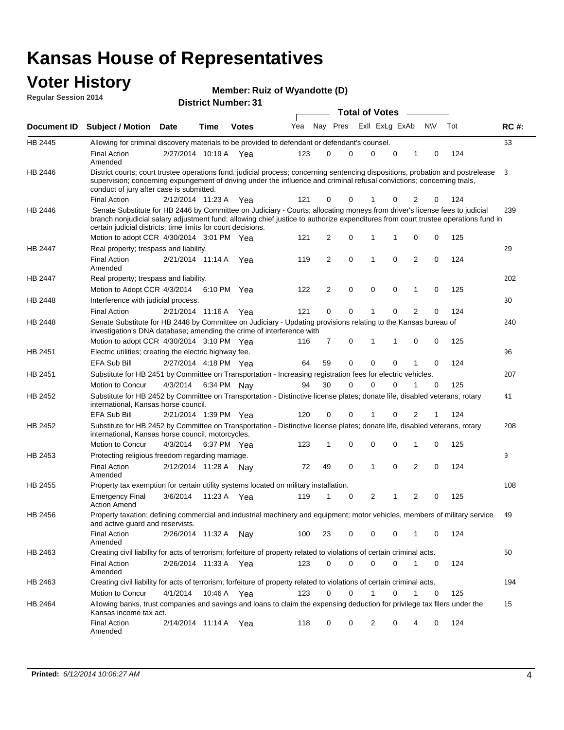# Kansas House of Representatives

## Voter History

**Regular Session 2014**

**Member: Ruiz of Wyandotte (D)**

**District Number: 31**

| Document ID | Subject / Motion | Date | Time | Votes | Yea | Nay | Pres | ExlI | ExLg | ExAb | N\V | Tot | RC #: |
|---|---|---|---|---|---|---|---|---|---|---|---|---|---|
| HB 2445 | Allowing for criminal discovery materials to be provided to defendant or defendant's counsel. | | | | | | | | | | | | 63 |
| | Final Action Amended | 2/27/2014 | 10:19 A | Yea | 123 | 0 | 0 | 0 | 0 | 1 | 0 | 124 | |
| HB 2446 | District courts; court trustee operations fund. judicial process; concerning sentencing dispositions, probation and postrelease supervision; concerning expungement of driving under the influence and criminal refusal convictions; concerning trials, conduct of jury after case is submitted. | | | | | | | | | | | | 8 |
| | Final Action | 2/12/2014 | 11:23 A | Yea | 121 | 0 | 0 | 1 | 0 | 2 | 0 | 124 | |
| HB 2446 | Senate Substitute for HB 2446 by Committee on Judiciary - Courts; allocating moneys from driver's license fees to judicial branch nonjudicial salary adjustment fund; allowing chief justice to authorize expenditures from court trustee operations fund in certain judicial districts; time limits for court decisions. | | | | | | | | | | | | 239 |
| | Motion to adopt CCR | 4/30/2014 | 3:01 PM | Yea | 121 | 2 | 0 | 1 | 1 | 0 | 0 | 125 | |
| HB 2447 | Real property; trespass and liability. | | | | | | | | | | | | 29 |
| | Final Action Amended | 2/21/2014 | 11:14 A | Yea | 119 | 2 | 0 | 1 | 0 | 2 | 0 | 124 | |
| HB 2447 | Real property; trespass and liability. | | | | | | | | | | | | 202 |
| | Motion to Adopt CCR | 4/3/2014 | 6:10 PM | Yea | 122 | 2 | 0 | 0 | 0 | 1 | 0 | 125 | |
| HB 2448 | Interference with judicial process. | | | | | | | | | | | | 30 |
| | Final Action | 2/21/2014 | 11:16 A | Yea | 121 | 0 | 0 | 1 | 0 | 2 | 0 | 124 | |
| HB 2448 | Senate Substitute for HB 2448 by Committee on Judiciary - Updating provisions relating to the Kansas bureau of investigation's DNA database; amending the crime of interference with | | | | | | | | | | | | 240 |
| | Motion to adopt CCR | 4/30/2014 | 3:10 PM | Yea | 116 | 7 | 0 | 1 | 1 | 0 | 0 | 125 | |
| HB 2451 | Electric utilities; creating the electric highway fee. | | | | | | | | | | | | 96 |
| | EFA Sub Bill | 2/27/2014 | 4:18 PM | Yea | 64 | 59 | 0 | 0 | 0 | 1 | 0 | 124 | |
| HB 2451 | Substitute for HB 2451 by Committee on Transportation - Increasing registration fees for electric vehicles. | | | | | | | | | | | | 207 |
| | Motion to Concur | 4/3/2014 | 6:34 PM | Nay | 94 | 30 | 0 | 0 | 0 | 1 | 0 | 125 | |
| HB 2452 | Substitute for HB 2452 by Committee on Transportation - Distinctive license plates; donate life, disabled veterans, rotary international, Kansas horse council. | | | | | | | | | | | | 41 |
| | EFA Sub Bill | 2/21/2014 | 1:39 PM | Yea | 120 | 0 | 0 | 1 | 0 | 2 | 1 | 124 | |
| HB 2452 | Substitute for HB 2452 by Committee on Transportation - Distinctive license plates; donate life, disabled veterans, rotary international, Kansas horse council, motorcycles. | | | | | | | | | | | | 208 |
| | Motion to Concur | 4/3/2014 | 6:37 PM | Yea | 123 | 1 | 0 | 0 | 0 | 1 | 0 | 125 | |
| HB 2453 | Protecting religious freedom regarding marriage. | | | | | | | | | | | | 9 |
| | Final Action Amended | 2/12/2014 | 11:28 A | Nay | 72 | 49 | 0 | 1 | 0 | 2 | 0 | 124 | |
| HB 2455 | Property tax exemption for certain utility systems located on military installation. | | | | | | | | | | | | 108 |
| | Emergency Final Action Amend | 3/6/2014 | 11:23 A | Yea | 119 | 1 | 0 | 2 | 1 | 2 | 0 | 125 | |
| HB 2456 | Property taxation; defining commercial and industrial machinery and equipment; motor vehicles, members of military service and active guard and reservists. | | | | | | | | | | | | 49 |
| | Final Action Amended | 2/26/2014 | 11:32 A | Nay | 100 | 23 | 0 | 0 | 0 | 1 | 0 | 124 | |
| HB 2463 | Creating civil liability for acts of terrorism; forfeiture of property related to violations of certain criminal acts. | | | | | | | | | | | | 50 |
| | Final Action Amended | 2/26/2014 | 11:33 A | Yea | 123 | 0 | 0 | 0 | 0 | 1 | 0 | 124 | |
| HB 2463 | Creating civil liability for acts of terrorism; forfeiture of property related to violations of certain criminal acts. | | | | | | | | | | | | 194 |
| | Motion to Concur | 4/1/2014 | 10:46 A | Yea | 123 | 0 | 0 | 1 | 0 | 1 | 0 | 125 | |
| HB 2464 | Allowing banks, trust companies and savings and loans to claim the expensing deduction for privilege tax filers under the Kansas income tax act. | | | | | | | | | | | | 15 |
| | Final Action Amended | 2/14/2014 | 11:14 A | Yea | 118 | 0 | 0 | 2 | 0 | 4 | 0 | 124 | |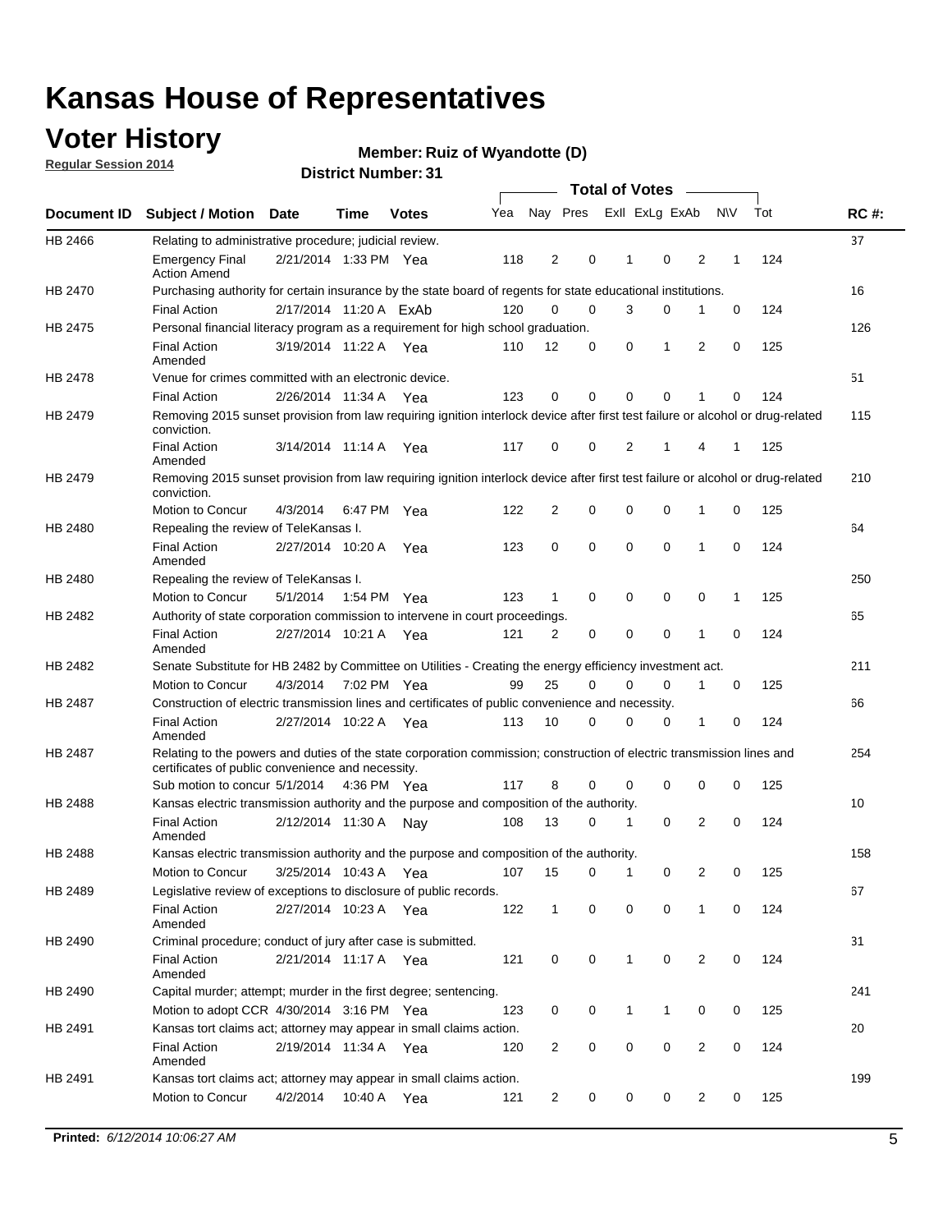# Kansas House of Representatives

## Voter History

**Regular Session 2014**

**Member: Ruiz of Wyandotte (D)**

**District Number: 31**

| Document ID | Subject / Motion | Date | Time | Votes | Yea | Nay | Pres | ExII | ExLg | ExAb | N\V | Tot | RC #: |
|---|---|---|---|---|---|---|---|---|---|---|---|---|---|
| HB 2466 | Relating to administrative procedure; judicial review. | | | | | | | | | | | | 37 |
| | Emergency Final Action Amend | 2/21/2014 | 1:33 PM | Yea | 118 | 2 | 0 | 1 | 0 | 2 | 1 | 124 | |
| HB 2470 | Purchasing authority for certain insurance by the state board of regents for state educational institutions. | | | | | | | | | | | | 16 |
| | Final Action | 2/17/2014 | 11:20 A | ExAb | 120 | 0 | 0 | 3 | 0 | 1 | 0 | 124 | |
| HB 2475 | Personal financial literacy program as a requirement for high school graduation. | | | | | | | | | | | | 126 |
| | Final Action Amended | 3/19/2014 | 11:22 A | Yea | 110 | 12 | 0 | 0 | 1 | 2 | 0 | 125 | |
| HB 2478 | Venue for crimes committed with an electronic device. | | | | | | | | | | | | 51 |
| | Final Action | 2/26/2014 | 11:34 A | Yea | 123 | 0 | 0 | 0 | 0 | 1 | 0 | 124 | |
| HB 2479 | Removing 2015 sunset provision from law requiring ignition interlock device after first test failure or alcohol or drug-related conviction. | | | | | | | | | | | | 115 |
| | Final Action Amended | 3/14/2014 | 11:14 A | Yea | 117 | 0 | 0 | 2 | 1 | 4 | 1 | 125 | |
| HB 2479 | Removing 2015 sunset provision from law requiring ignition interlock device after first test failure or alcohol or drug-related conviction. | | | | | | | | | | | | 210 |
| | Motion to Concur | 4/3/2014 | 6:47 PM | Yea | 122 | 2 | 0 | 0 | 0 | 1 | 0 | 125 | |
| HB 2480 | Repealing the review of TeleKansas I. | | | | | | | | | | | | 64 |
| | Final Action Amended | 2/27/2014 | 10:20 A | Yea | 123 | 0 | 0 | 0 | 0 | 1 | 0 | 124 | |
| HB 2480 | Repealing the review of TeleKansas I. | | | | | | | | | | | | 250 |
| | Motion to Concur | 5/1/2014 | 1:54 PM | Yea | 123 | 1 | 0 | 0 | 0 | 0 | 1 | 125 | |
| HB 2482 | Authority of state corporation commission to intervene in court proceedings. | | | | | | | | | | | | 65 |
| | Final Action Amended | 2/27/2014 | 10:21 A | Yea | 121 | 2 | 0 | 0 | 0 | 1 | 0 | 124 | |
| HB 2482 | Senate Substitute for HB 2482 by Committee on Utilities - Creating the energy efficiency investment act. | | | | | | | | | | | | 211 |
| | Motion to Concur | 4/3/2014 | 7:02 PM | Yea | 99 | 25 | 0 | 0 | 0 | 1 | 0 | 125 | |
| HB 2487 | Construction of electric transmission lines and certificates of public convenience and necessity. | | | | | | | | | | | | 66 |
| | Final Action Amended | 2/27/2014 | 10:22 A | Yea | 113 | 10 | 0 | 0 | 0 | 1 | 0 | 124 | |
| HB 2487 | Relating to the powers and duties of the state corporation commission; construction of electric transmission lines and certificates of public convenience and necessity. | | | | | | | | | | | | 254 |
| | Sub motion to concur | 5/1/2014 | 4:36 PM | Yea | 117 | 8 | 0 | 0 | 0 | 0 | 0 | 125 | |
| HB 2488 | Kansas electric transmission authority and the purpose and composition of the authority. | | | | | | | | | | | | 10 |
| | Final Action Amended | 2/12/2014 | 11:30 A | Nay | 108 | 13 | 0 | 1 | 0 | 2 | 0 | 124 | |
| HB 2488 | Kansas electric transmission authority and the purpose and composition of the authority. | | | | | | | | | | | | 158 |
| | Motion to Concur | 3/25/2014 | 10:43 A | Yea | 107 | 15 | 0 | 1 | 0 | 2 | 0 | 125 | |
| HB 2489 | Legislative review of exceptions to disclosure of public records. | | | | | | | | | | | | 67 |
| | Final Action Amended | 2/27/2014 | 10:23 A | Yea | 122 | 1 | 0 | 0 | 0 | 1 | 0 | 124 | |
| HB 2490 | Criminal procedure; conduct of jury after case is submitted. | | | | | | | | | | | | 31 |
| | Final Action Amended | 2/21/2014 | 11:17 A | Yea | 121 | 0 | 0 | 1 | 0 | 2 | 0 | 124 | |
| HB 2490 | Capital murder; attempt; murder in the first degree; sentencing. | | | | | | | | | | | | 241 |
| | Motion to adopt CCR | 4/30/2014 | 3:16 PM | Yea | 123 | 0 | 0 | 1 | 1 | 0 | 0 | 125 | |
| HB 2491 | Kansas tort claims act; attorney may appear in small claims action. | | | | | | | | | | | | 20 |
| | Final Action Amended | 2/19/2014 | 11:34 A | Yea | 120 | 2 | 0 | 0 | 0 | 2 | 0 | 124 | |
| HB 2491 | Kansas tort claims act; attorney may appear in small claims action. | | | | | | | | | | | | 199 |
| | Motion to Concur | 4/2/2014 | 10:40 A | Yea | 121 | 2 | 0 | 0 | 0 | 2 | 0 | 125 | |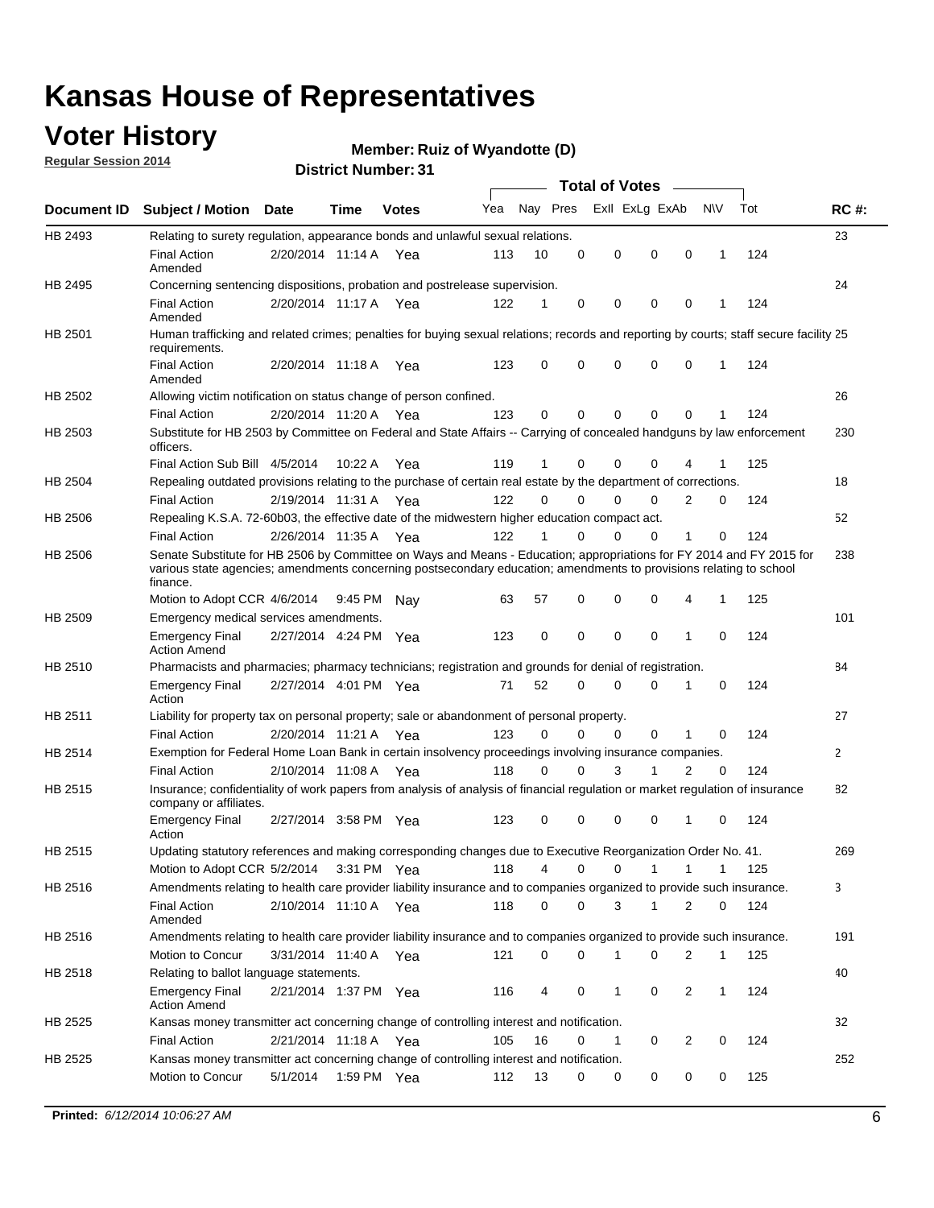# Kansas House of Representatives

## Voter History

**Regular Session 2014**

**Member: Ruiz of Wyandotte (D)**

**District Number: 31**

| Document ID | Subject / Motion | Date | Time | Votes | Yea | Nay | Pres | ExII | ExLg | ExAb | N\V | Tot | RC #: |
|---|---|---|---|---|---|---|---|---|---|---|---|---|---|
| HB 2493 | Relating to surety regulation, appearance bonds and unlawful sexual relations. | | | | | | | | | | | | 23 |
| | Final Action Amended | 2/20/2014 | 11:14 A | Yea | 113 | 10 | 0 | 0 | 0 | 0 | 1 | 124 | |
| HB 2495 | Concerning sentencing dispositions, probation and postrelease supervision. | | | | | | | | | | | | 24 |
| | Final Action Amended | 2/20/2014 | 11:17 A | Yea | 122 | 1 | 0 | 0 | 0 | 0 | 1 | 124 | |
| HB 2501 | Human trafficking and related crimes; penalties for buying sexual relations; records and reporting by courts; staff secure facility requirements. | | | | | | | | | | | | 25 |
| | Final Action Amended | 2/20/2014 | 11:18 A | Yea | 123 | 0 | 0 | 0 | 0 | 0 | 1 | 124 | |
| HB 2502 | Allowing victim notification on status change of person confined. | | | | | | | | | | | | 26 |
| | Final Action | 2/20/2014 | 11:20 A | Yea | 123 | 0 | 0 | 0 | 0 | 0 | 1 | 124 | |
| HB 2503 | Substitute for HB 2503 by Committee on Federal and State Affairs -- Carrying of concealed handguns by law enforcement officers. | | | | | | | | | | | | 230 |
| | Final Action Sub Bill | 4/5/2014 | 10:22 A | Yea | 119 | 1 | 0 | 0 | 0 | 4 | 1 | 125 | |
| HB 2504 | Repealing outdated provisions relating to the purchase of certain real estate by the department of corrections. | | | | | | | | | | | | 18 |
| | Final Action | 2/19/2014 | 11:31 A | Yea | 122 | 0 | 0 | 0 | 0 | 2 | 0 | 124 | |
| HB 2506 | Repealing K.S.A. 72-60b03, the effective date of the midwestern higher education compact act. | | | | | | | | | | | | 52 |
| | Final Action | 2/26/2014 | 11:35 A | Yea | 122 | 1 | 0 | 0 | 0 | 1 | 0 | 124 | |
| HB 2506 | Senate Substitute for HB 2506 by Committee on Ways and Means - Education; appropriations for FY 2014 and FY 2015 for various state agencies; amendments concerning postsecondary education; amendments to provisions relating to school finance. | | | | | | | | | | | | 238 |
| | Motion to Adopt CCR | 4/6/2014 | 9:45 PM | Nay | 63 | 57 | 0 | 0 | 0 | 4 | 1 | 125 | |
| HB 2509 | Emergency medical services amendments. | | | | | | | | | | | | 101 |
| | Emergency Final Action Amend | 2/27/2014 | 4:24 PM | Yea | 123 | 0 | 0 | 0 | 0 | 1 | 0 | 124 | |
| HB 2510 | Pharmacists and pharmacies; pharmacy technicians; registration and grounds for denial of registration. | | | | | | | | | | | | 84 |
| | Emergency Final Action | 2/27/2014 | 4:01 PM | Yea | 71 | 52 | 0 | 0 | 0 | 1 | 0 | 124 | |
| HB 2511 | Liability for property tax on personal property; sale or abandonment of personal property. | | | | | | | | | | | | 27 |
| | Final Action | 2/20/2014 | 11:21 A | Yea | 123 | 0 | 0 | 0 | 0 | 1 | 0 | 124 | |
| HB 2514 | Exemption for Federal Home Loan Bank in certain insolvency proceedings involving insurance companies. | | | | | | | | | | | | 2 |
| | Final Action | 2/10/2014 | 11:08 A | Yea | 118 | 0 | 0 | 3 | 1 | 2 | 0 | 124 | |
| HB 2515 | Insurance; confidentiality of work papers from analysis of analysis of financial regulation or market regulation of insurance company or affiliates. | | | | | | | | | | | | 82 |
| | Emergency Final Action | 2/27/2014 | 3:58 PM | Yea | 123 | 0 | 0 | 0 | 0 | 1 | 0 | 124 | |
| HB 2515 | Updating statutory references and making corresponding changes due to Executive Reorganization Order No. 41. | | | | | | | | | | | | 269 |
| | Motion to Adopt CCR | 5/2/2014 | 3:31 PM | Yea | 118 | 4 | 0 | 0 | 1 | 1 | 1 | 125 | |
| HB 2516 | Amendments relating to health care provider liability insurance and to companies organized to provide such insurance. | | | | | | | | | | | | 3 |
| | Final Action Amended | 2/10/2014 | 11:10 A | Yea | 118 | 0 | 0 | 3 | 1 | 2 | 0 | 124 | |
| HB 2516 | Amendments relating to health care provider liability insurance and to companies organized to provide such insurance. | | | | | | | | | | | | 191 |
| | Motion to Concur | 3/31/2014 | 11:40 A | Yea | 121 | 0 | 0 | 1 | 0 | 2 | 1 | 125 | |
| HB 2518 | Relating to ballot language statements. | | | | | | | | | | | | 40 |
| | Emergency Final Action Amend | 2/21/2014 | 1:37 PM | Yea | 116 | 4 | 0 | 1 | 0 | 2 | 1 | 124 | |
| HB 2525 | Kansas money transmitter act concerning change of controlling interest and notification. | | | | | | | | | | | | 32 |
| | Final Action | 2/21/2014 | 11:18 A | Yea | 105 | 16 | 0 | 1 | 0 | 2 | 0 | 124 | |
| HB 2525 | Kansas money transmitter act concerning change of controlling interest and notification. | | | | | | | | | | | | 252 |
| | Motion to Concur | 5/1/2014 | 1:59 PM | Yea | 112 | 13 | 0 | 0 | 0 | 0 | 0 | 125 | |

**Printed:** *6/12/2014 10:06:27 AM*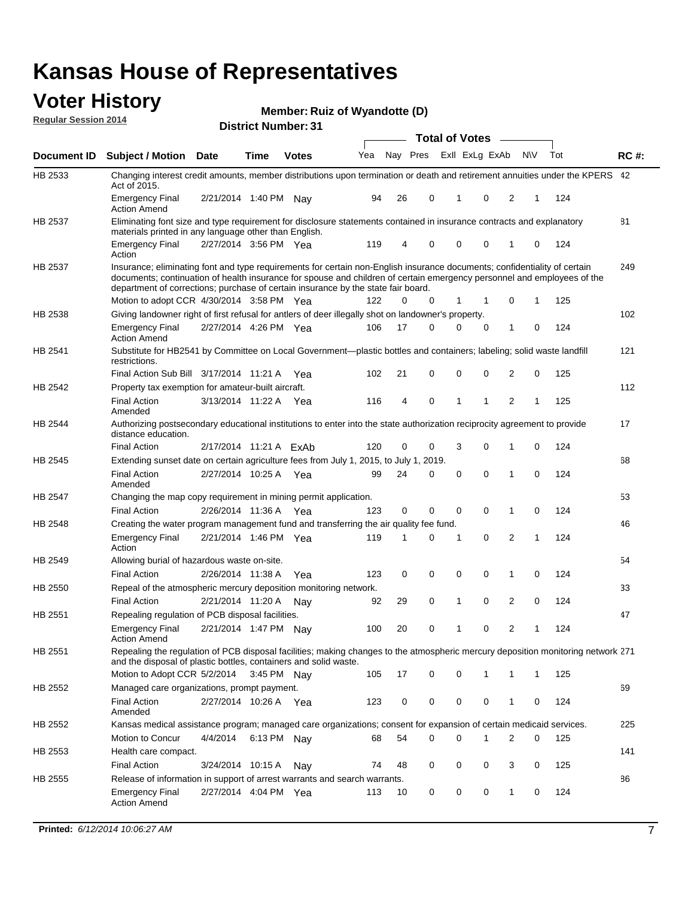# Kansas House of Representatives

## Voter History

**Regular Session 2014**

**Member: Ruiz of Wyandotte (D)**

**District Number: 31**

| Document ID | Subject / Motion | Date | Time | Votes | Yea | Nay | Pres | ExII | ExLg | ExAb | N\V | Tot | RC #: |
|---|---|---|---|---|---|---|---|---|---|---|---|---|---|
| HB 2533 | Changing interest credit amounts, member distributions upon termination or death and retirement annuities under the KPERS Act of 2015. | | | | | | | | | | | | 42 |
| | Emergency Final Action Amend | 2/21/2014 | 1:40 PM | Nay | 94 | 26 | 0 | 1 | 0 | 2 | 1 | 124 | |
| HB 2537 | Eliminating font size and type requirement for disclosure statements contained in insurance contracts and explanatory materials printed in any language other than English. | | | | | | | | | | | | 81 |
| | Emergency Final Action | 2/27/2014 | 3:56 PM | Yea | 119 | 4 | 0 | 0 | 0 | 1 | 0 | 124 | |
| HB 2537 | Insurance; eliminating font and type requirements for certain non-English insurance documents; confidentiality of certain documents; continuation of health insurance for spouse and children of certain emergency personnel and employees of the department of corrections; purchase of certain insurance by the state fair board. | | | | | | | | | | | | 249 |
| | Motion to adopt CCR | 4/30/2014 | 3:58 PM | Yea | 122 | 0 | 0 | 1 | 1 | 0 | 1 | 125 | |
| HB 2538 | Giving landowner right of first refusal for antlers of deer illegally shot on landowner's property. | | | | | | | | | | | | 102 |
| | Emergency Final Action Amend | 2/27/2014 | 4:26 PM | Yea | 106 | 17 | 0 | 0 | 0 | 1 | 0 | 124 | |
| HB 2541 | Substitute for HB2541 by Committee on Local Government—plastic bottles and containers; labeling; solid waste landfill restrictions. | | | | | | | | | | | | 121 |
| | Final Action Sub Bill | 3/17/2014 | 11:21 A | Yea | 102 | 21 | 0 | 0 | 0 | 2 | 0 | 125 | |
| HB 2542 | Property tax exemption for amateur-built aircraft. | | | | | | | | | | | | 112 |
| | Final Action Amended | 3/13/2014 | 11:22 A | Yea | 116 | 4 | 0 | 1 | 1 | 2 | 1 | 125 | |
| HB 2544 | Authorizing postsecondary educational institutions to enter into the state authorization reciprocity agreement to provide distance education. | | | | | | | | | | | | 17 |
| | Final Action | 2/17/2014 | 11:21 A | ExAb | 120 | 0 | 0 | 3 | 0 | 1 | 0 | 124 | |
| HB 2545 | Extending sunset date on certain agriculture fees from July 1, 2015, to July 1, 2019. | | | | | | | | | | | | 68 |
| | Final Action Amended | 2/27/2014 | 10:25 A | Yea | 99 | 24 | 0 | 0 | 0 | 1 | 0 | 124 | |
| HB 2547 | Changing the map copy requirement in mining permit application. | | | | | | | | | | | | 53 |
| | Final Action | 2/26/2014 | 11:36 A | Yea | 123 | 0 | 0 | 0 | 0 | 1 | 0 | 124 | |
| HB 2548 | Creating the water program management fund and transferring the air quality fee fund. | | | | | | | | | | | | 46 |
| | Emergency Final Action | 2/21/2014 | 1:46 PM | Yea | 119 | 1 | 0 | 1 | 0 | 2 | 1 | 124 | |
| HB 2549 | Allowing burial of hazardous waste on-site. | | | | | | | | | | | | 54 |
| | Final Action | 2/26/2014 | 11:38 A | Yea | 123 | 0 | 0 | 0 | 0 | 1 | 0 | 124 | |
| HB 2550 | Repeal of the atmospheric mercury deposition monitoring network. | | | | | | | | | | | | 33 |
| | Final Action | 2/21/2014 | 11:20 A | Nay | 92 | 29 | 0 | 1 | 0 | 2 | 0 | 124 | |
| HB 2551 | Repealing regulation of PCB disposal facilities. | | | | | | | | | | | | 47 |
| | Emergency Final Action Amend | 2/21/2014 | 1:47 PM | Nay | 100 | 20 | 0 | 1 | 0 | 2 | 1 | 124 | |
| HB 2551 | Repealing the regulation of PCB disposal facilities; making changes to the atmospheric mercury deposition monitoring network and the disposal of plastic bottles, containers and solid waste. | | | | | | | | | | | | 271 |
| | Motion to Adopt CCR | 5/2/2014 | 3:45 PM | Nay | 105 | 17 | 0 | 0 | 1 | 1 | 1 | 125 | |
| HB 2552 | Managed care organizations, prompt payment. | | | | | | | | | | | | 69 |
| | Final Action Amended | 2/27/2014 | 10:26 A | Yea | 123 | 0 | 0 | 0 | 0 | 1 | 0 | 124 | |
| HB 2552 | Kansas medical assistance program; managed care organizations; consent for expansion of certain medicaid services. | | | | | | | | | | | | 225 |
| | Motion to Concur | 4/4/2014 | 6:13 PM | Nay | 68 | 54 | 0 | 0 | 1 | 2 | 0 | 125 | |
| HB 2553 | Health care compact. | | | | | | | | | | | | 141 |
| | Final Action | 3/24/2014 | 10:15 A | Nay | 74 | 48 | 0 | 0 | 0 | 3 | 0 | 125 | |
| HB 2555 | Release of information in support of arrest warrants and search warrants. | | | | | | | | | | | | 86 |
| | Emergency Final Action Amend | 2/27/2014 | 4:04 PM | Yea | 113 | 10 | 0 | 0 | 0 | 1 | 0 | 124 | |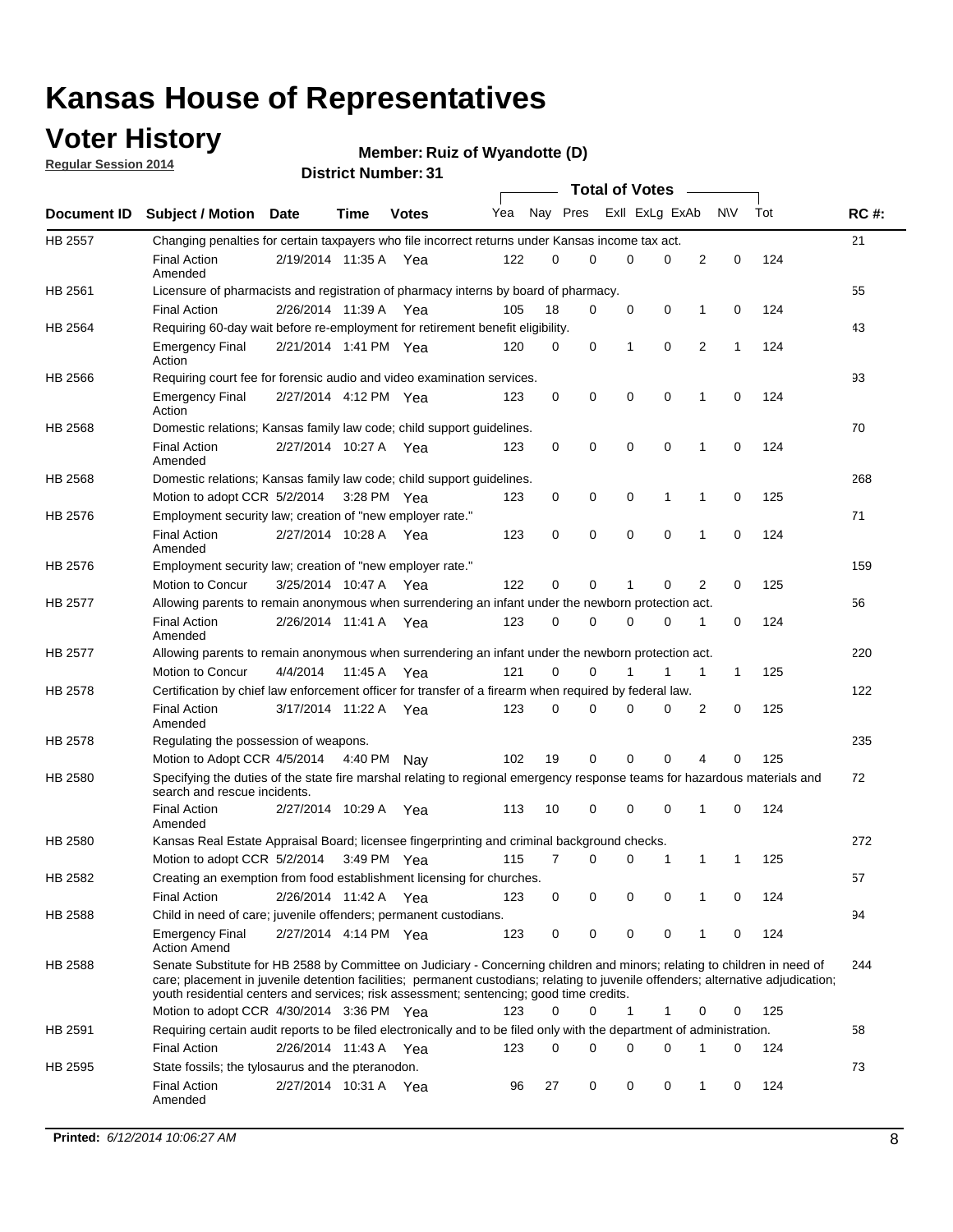# Kansas House of Representatives

## Voter History

**Regular Session 2014**

**Member: Ruiz of Wyandotte (D)**

**District Number: 31**

| Document ID | Subject / Motion | Date | Time | Votes | Yea | Nay | Pres | ExII | ExLg | ExAb | N\V | Tot | RC #: |
|---|---|---|---|---|---|---|---|---|---|---|---|---|---|
| HB 2557 | Changing penalties for certain taxpayers who file incorrect returns under Kansas income tax act. | | | | | | | | | | | | 21 |
| | Final Action Amended | 2/19/2014 | 11:35 A | Yea | 122 | 0 | 0 | 0 | 0 | 2 | 0 | 124 | |
| HB 2561 | Licensure of pharmacists and registration of pharmacy interns by board of pharmacy. | | | | | | | | | | | | 55 |
| | Final Action | 2/26/2014 | 11:39 A | Yea | 105 | 18 | 0 | 0 | 0 | 1 | 0 | 124 | |
| HB 2564 | Requiring 60-day wait before re-employment for retirement benefit eligibility. | | | | | | | | | | | | 43 |
| | Emergency Final Action | 2/21/2014 | 1:41 PM | Yea | 120 | 0 | 0 | 1 | 0 | 2 | 1 | 124 | |
| HB 2566 | Requiring court fee for forensic audio and video examination services. | | | | | | | | | | | | 93 |
| | Emergency Final Action | 2/27/2014 | 4:12 PM | Yea | 123 | 0 | 0 | 0 | 0 | 1 | 0 | 124 | |
| HB 2568 | Domestic relations; Kansas family law code; child support guidelines. | | | | | | | | | | | | 70 |
| | Final Action Amended | 2/27/2014 | 10:27 A | Yea | 123 | 0 | 0 | 0 | 0 | 1 | 0 | 124 | |
| HB 2568 | Domestic relations; Kansas family law code; child support guidelines. | | | | | | | | | | | | 268 |
| | Motion to adopt CCR | 5/2/2014 | 3:28 PM | Yea | 123 | 0 | 0 | 0 | 1 | 1 | 0 | 125 | |
| HB 2576 | Employment security law; creation of "new employer rate." | | | | | | | | | | | | 71 |
| | Final Action Amended | 2/27/2014 | 10:28 A | Yea | 123 | 0 | 0 | 0 | 0 | 1 | 0 | 124 | |
| HB 2576 | Employment security law; creation of "new employer rate." | | | | | | | | | | | | 159 |
| | Motion to Concur | 3/25/2014 | 10:47 A | Yea | 122 | 0 | 0 | 1 | 0 | 2 | 0 | 125 | |
| HB 2577 | Allowing parents to remain anonymous when surrendering an infant under the newborn protection act. | | | | | | | | | | | | 56 |
| | Final Action Amended | 2/26/2014 | 11:41 A | Yea | 123 | 0 | 0 | 0 | 0 | 1 | 0 | 124 | |
| HB 2577 | Allowing parents to remain anonymous when surrendering an infant under the newborn protection act. | | | | | | | | | | | | 220 |
| | Motion to Concur | 4/4/2014 | 11:45 A | Yea | 121 | 0 | 0 | 1 | 1 | 1 | 1 | 125 | |
| HB 2578 | Certification by chief law enforcement officer for transfer of a firearm when required by federal law. | | | | | | | | | | | | 122 |
| | Final Action Amended | 3/17/2014 | 11:22 A | Yea | 123 | 0 | 0 | 0 | 0 | 2 | 0 | 125 | |
| HB 2578 | Regulating the possession of weapons. | | | | | | | | | | | | 235 |
| | Motion to Adopt CCR | 4/5/2014 | 4:40 PM | Nay | 102 | 19 | 0 | 0 | 0 | 4 | 0 | 125 | |
| HB 2580 | Specifying the duties of the state fire marshal relating to regional emergency response teams for hazardous materials and search and rescue incidents. | | | | | | | | | | | | 72 |
| | Final Action Amended | 2/27/2014 | 10:29 A | Yea | 113 | 10 | 0 | 0 | 0 | 1 | 0 | 124 | |
| HB 2580 | Kansas Real Estate Appraisal Board; licensee fingerprinting and criminal background checks. | | | | | | | | | | | | 272 |
| | Motion to adopt CCR | 5/2/2014 | 3:49 PM | Yea | 115 | 7 | 0 | 0 | 1 | 1 | 1 | 125 | |
| HB 2582 | Creating an exemption from food establishment licensing for churches. | | | | | | | | | | | | 57 |
| | Final Action | 2/26/2014 | 11:42 A | Yea | 123 | 0 | 0 | 0 | 0 | 1 | 0 | 124 | |
| HB 2588 | Child in need of care; juvenile offenders; permanent custodians. | | | | | | | | | | | | 94 |
| | Emergency Final Action Amend | 2/27/2014 | 4:14 PM | Yea | 123 | 0 | 0 | 0 | 0 | 1 | 0 | 124 | |
| HB 2588 | Senate Substitute for HB 2588 by Committee on Judiciary - Concerning children and minors; relating to children in need of care; placement in juvenile detention facilities; permanent custodians; relating to juvenile offenders; alternative adjudication; youth residential centers and services; risk assessment; sentencing; good time credits. | | | | | | | | | | | | 244 |
| | Motion to adopt CCR | 4/30/2014 | 3:36 PM | Yea | 123 | 0 | 0 | 1 | 1 | 0 | 0 | 125 | |
| HB 2591 | Requiring certain audit reports to be filed electronically and to be filed only with the department of administration. | | | | | | | | | | | | 58 |
| | Final Action | 2/26/2014 | 11:43 A | Yea | 123 | 0 | 0 | 0 | 0 | 1 | 0 | 124 | |
| HB 2595 | State fossils; the tylosaurus and the pteranodon. | | | | | | | | | | | | 73 |
| | Final Action Amended | 2/27/2014 | 10:31 A | Yea | 96 | 27 | 0 | 0 | 0 | 1 | 0 | 124 | |

**Printed:** *6/12/2014 10:06:27 AM*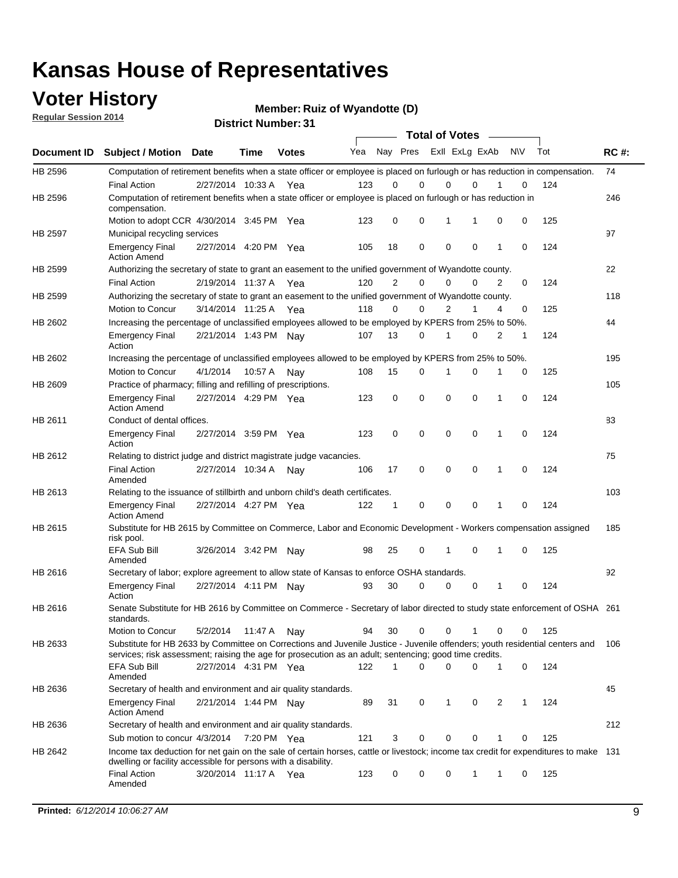# Kansas House of Representatives

## Voter History

**Regular Session 2014**

**Member: Ruiz of Wyandotte (D)**

**District Number: 31**

| Document ID | Subject / Motion | Date | Time | Votes | Yea | Nay | Pres | ExII | ExLg | ExAb | N\V | Tot | RC #: |
|---|---|---|---|---|---|---|---|---|---|---|---|---|---|
| HB 2596 | Computation of retirement benefits when a state officer or employee is placed on furlough or has reduction in compensation. | | | | | | | | | | | | 74 |
| | Final Action | 2/27/2014 | 10:33 A | Yea | 123 | 0 | 0 | 0 | 0 | 1 | 0 | 124 | |
| HB 2596 | Computation of retirement benefits when a state officer or employee is placed on furlough or has reduction in compensation. | | | | | | | | | | | | 246 |
| | Motion to adopt CCR | 4/30/2014 | 3:45 PM | Yea | 123 | 0 | 0 | 1 | 1 | 0 | 0 | 125 | |
| HB 2597 | Municipal recycling services | | | | | | | | | | | | 97 |
| | Emergency Final Action Amend | 2/27/2014 | 4:20 PM | Yea | 105 | 18 | 0 | 0 | 0 | 1 | 0 | 124 | |
| HB 2599 | Authorizing the secretary of state to grant an easement to the unified government of Wyandotte county. | | | | | | | | | | | | 22 |
| | Final Action | 2/19/2014 | 11:37 A | Yea | 120 | 2 | 0 | 0 | 0 | 2 | 0 | 124 | |
| HB 2599 | Authorizing the secretary of state to grant an easement to the unified government of Wyandotte county. | | | | | | | | | | | | 118 |
| | Motion to Concur | 3/14/2014 | 11:25 A | Yea | 118 | 0 | 0 | 2 | 1 | 4 | 0 | 125 | |
| HB 2602 | Increasing the percentage of unclassified employees allowed to be employed by KPERS from 25% to 50%. | | | | | | | | | | | | 44 |
| | Emergency Final Action | 2/21/2014 | 1:43 PM | Nay | 107 | 13 | 0 | 1 | 0 | 2 | 1 | 124 | |
| HB 2602 | Increasing the percentage of unclassified employees allowed to be employed by KPERS from 25% to 50%. | | | | | | | | | | | | 195 |
| | Motion to Concur | 4/1/2014 | 10:57 A | Nay | 108 | 15 | 0 | 1 | 0 | 1 | 0 | 125 | |
| HB 2609 | Practice of pharmacy; filling and refilling of prescriptions. | | | | | | | | | | | | 105 |
| | Emergency Final Action Amend | 2/27/2014 | 4:29 PM | Yea | 123 | 0 | 0 | 0 | 0 | 1 | 0 | 124 | |
| HB 2611 | Conduct of dental offices. | | | | | | | | | | | | 83 |
| | Emergency Final Action | 2/27/2014 | 3:59 PM | Yea | 123 | 0 | 0 | 0 | 0 | 1 | 0 | 124 | |
| HB 2612 | Relating to district judge and district magistrate judge vacancies. | | | | | | | | | | | | 75 |
| | Final Action Amended | 2/27/2014 | 10:34 A | Nay | 106 | 17 | 0 | 0 | 0 | 1 | 0 | 124 | |
| HB 2613 | Relating to the issuance of stillbirth and unborn child's death certificates. | | | | | | | | | | | | 103 |
| | Emergency Final Action Amend | 2/27/2014 | 4:27 PM | Yea | 122 | 1 | 0 | 0 | 0 | 1 | 0 | 124 | |
| HB 2615 | Substitute for HB 2615 by Committee on Commerce, Labor and Economic Development - Workers compensation assigned risk pool. | | | | | | | | | | | | 185 |
| | EFA Sub Bill Amended | 3/26/2014 | 3:42 PM | Nay | 98 | 25 | 0 | 1 | 0 | 1 | 0 | 125 | |
| HB 2616 | Secretary of labor; explore agreement to allow state of Kansas to enforce OSHA standards. | | | | | | | | | | | | 92 |
| | Emergency Final Action | 2/27/2014 | 4:11 PM | Nay | 93 | 30 | 0 | 0 | 0 | 1 | 0 | 124 | |
| HB 2616 | Senate Substitute for HB 2616 by Committee on Commerce - Secretary of labor directed to study state enforcement of OSHA standards. | | | | | | | | | | | | 261 |
| | Motion to Concur | 5/2/2014 | 11:47 A | Nay | 94 | 30 | 0 | 0 | 1 | 0 | 0 | 125 | |
| HB 2633 | Substitute for HB 2633 by Committee on Corrections and Juvenile Justice - Juvenile offenders; youth residential centers and services; risk assessment; raising the age for prosecution as an adult; sentencing; good time credits. | | | | | | | | | | | | 106 |
| | EFA Sub Bill Amended | 2/27/2014 | 4:31 PM | Yea | 122 | 1 | 0 | 0 | 0 | 1 | 0 | 124 | |
| HB 2636 | Secretary of health and environment and air quality standards. | | | | | | | | | | | | 45 |
| | Emergency Final Action Amend | 2/21/2014 | 1:44 PM | Nay | 89 | 31 | 0 | 1 | 0 | 2 | 1 | 124 | |
| HB 2636 | Secretary of health and environment and air quality standards. | | | | | | | | | | | | 212 |
| | Sub motion to concur | 4/3/2014 | 7:20 PM | Yea | 121 | 3 | 0 | 0 | 0 | 1 | 0 | 125 | |
| HB 2642 | Income tax deduction for net gain on the sale of certain horses, cattle or livestock; income tax credit for expenditures to make dwelling or facility accessible for persons with a disability. | | | | | | | | | | | | 131 |
| | Final Action Amended | 3/20/2014 | 11:17 A | Yea | 123 | 0 | 0 | 0 | 1 | 1 | 0 | 125 | |

**Printed:** *6/12/2014 10:06:27 AM*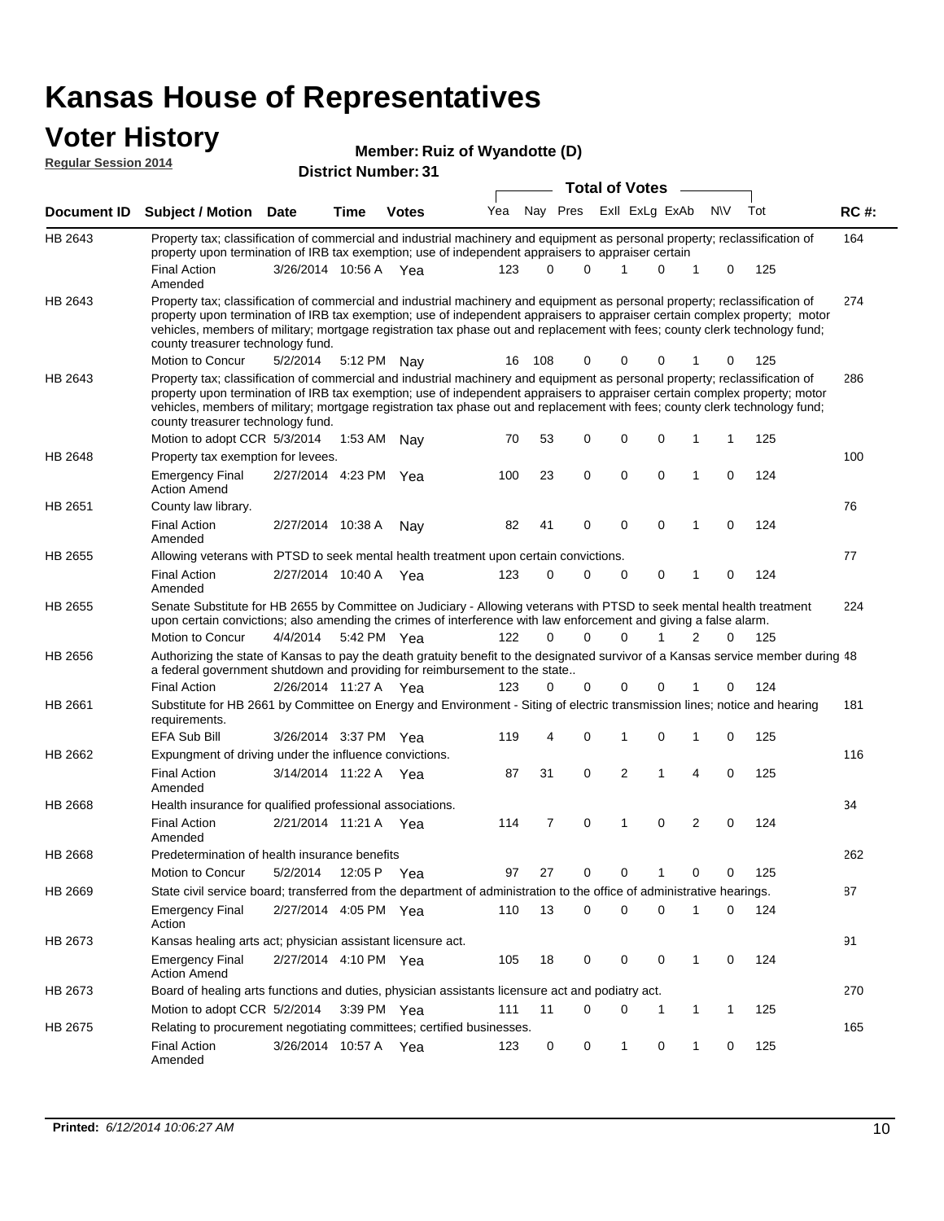# Kansas House of Representatives

## Voter History

**Regular Session 2014**

**Member: Ruiz of Wyandotte (D)**

**District Number: 31**

| Document ID | Subject / Motion | Date | Time | Votes | Yea | Nay | Pres | ExII | ExLg | ExAb | N\V | Tot | RC #: |
|---|---|---|---|---|---|---|---|---|---|---|---|---|---|
| HB 2643 | Property tax; classification of commercial and industrial machinery and equipment as personal property; reclassification of property upon termination of IRB tax exemption; use of independent appraisers to appraiser certain | | | | | | | | | | | | 164 |
| | Final Action Amended | 3/26/2014 | 10:56 A | Yea | 123 | 0 | 0 | 1 | 0 | 1 | 0 | 125 | |
| HB 2643 | Property tax; classification of commercial and industrial machinery and equipment as personal property; reclassification of property upon termination of IRB tax exemption; use of independent appraisers to appraiser certain complex property; motor vehicles, members of military; mortgage registration tax phase out and replacement with fees; county clerk technology fund; county treasurer technology fund. | | | | | | | | | | | | 274 |
| | Motion to Concur | 5/2/2014 | 5:12 PM | Nay | 16 | 108 | 0 | 0 | 0 | 1 | 0 | 125 | |
| HB 2643 | Property tax; classification of commercial and industrial machinery and equipment as personal property; reclassification of property upon termination of IRB tax exemption; use of independent appraisers to appraiser certain complex property; motor vehicles, members of military; mortgage registration tax phase out and replacement with fees; county clerk technology fund; county treasurer technology fund. | | | | | | | | | | | | 286 |
| | Motion to adopt CCR | 5/3/2014 | 1:53 AM | Nay | 70 | 53 | 0 | 0 | 0 | 1 | 1 | 125 | |
| HB 2648 | Property tax exemption for levees. | | | | | | | | | | | | 100 |
| | Emergency Final Action Amend | 2/27/2014 | 4:23 PM | Yea | 100 | 23 | 0 | 0 | 0 | 1 | 0 | 124 | |
| HB 2651 | County law library. | | | | | | | | | | | | 76 |
| | Final Action Amended | 2/27/2014 | 10:38 A | Nay | 82 | 41 | 0 | 0 | 0 | 1 | 0 | 124 | |
| HB 2655 | Allowing veterans with PTSD to seek mental health treatment upon certain convictions. | | | | | | | | | | | | 77 |
| | Final Action Amended | 2/27/2014 | 10:40 A | Yea | 123 | 0 | 0 | 0 | 0 | 1 | 0 | 124 | |
| HB 2655 | Senate Substitute for HB 2655 by Committee on Judiciary - Allowing veterans with PTSD to seek mental health treatment upon certain convictions; also amending the crimes of interference with law enforcement and giving a false alarm. | | | | | | | | | | | | 224 |
| | Motion to Concur | 4/4/2014 | 5:42 PM | Yea | 122 | 0 | 0 | 0 | 1 | 2 | 0 | 125 | |
| HB 2656 | Authorizing the state of Kansas to pay the death gratuity benefit to the designated survivor of a Kansas service member during a federal government shutdown and providing for reimbursement to the state.. | | | | | | | | | | | | 48 |
| | Final Action | 2/26/2014 | 11:27 A | Yea | 123 | 0 | 0 | 0 | 0 | 1 | 0 | 124 | |
| HB 2661 | Substitute for HB 2661 by Committee on Energy and Environment - Siting of electric transmission lines; notice and hearing requirements. | | | | | | | | | | | | 181 |
| | EFA Sub Bill | 3/26/2014 | 3:37 PM | Yea | 119 | 4 | 0 | 1 | 0 | 1 | 0 | 125 | |
| HB 2662 | Expungment of driving under the influence convictions. | | | | | | | | | | | | 116 |
| | Final Action Amended | 3/14/2014 | 11:22 A | Yea | 87 | 31 | 0 | 2 | 1 | 4 | 0 | 125 | |
| HB 2668 | Health insurance for qualified professional associations. | | | | | | | | | | | | 34 |
| | Final Action Amended | 2/21/2014 | 11:21 A | Yea | 114 | 7 | 0 | 1 | 0 | 2 | 0 | 124 | |
| HB 2668 | Predetermination of health insurance benefits | | | | | | | | | | | | 262 |
| | Motion to Concur | 5/2/2014 | 12:05 P | Yea | 97 | 27 | 0 | 0 | 1 | 0 | 0 | 125 | |
| HB 2669 | State civil service board; transferred from the department of administration to the office of administrative hearings. | | | | | | | | | | | | 87 |
| | Emergency Final Action | 2/27/2014 | 4:05 PM | Yea | 110 | 13 | 0 | 0 | 0 | 1 | 0 | 124 | |
| HB 2673 | Kansas healing arts act; physician assistant licensure act. | | | | | | | | | | | | 91 |
| | Emergency Final Action Amend | 2/27/2014 | 4:10 PM | Yea | 105 | 18 | 0 | 0 | 0 | 1 | 0 | 124 | |
| HB 2673 | Board of healing arts functions and duties, physician assistants licensure act and podiatry act. | | | | | | | | | | | | 270 |
| | Motion to adopt CCR | 5/2/2014 | 3:39 PM | Yea | 111 | 11 | 0 | 0 | 1 | 1 | 1 | 125 | |
| HB 2675 | Relating to procurement negotiating committees; certified businesses. | | | | | | | | | | | | 165 |
| | Final Action Amended | 3/26/2014 | 10:57 A | Yea | 123 | 0 | 0 | 1 | 0 | 1 | 0 | 125 | |

**Printed:** *6/12/2014 10:06:27 AM*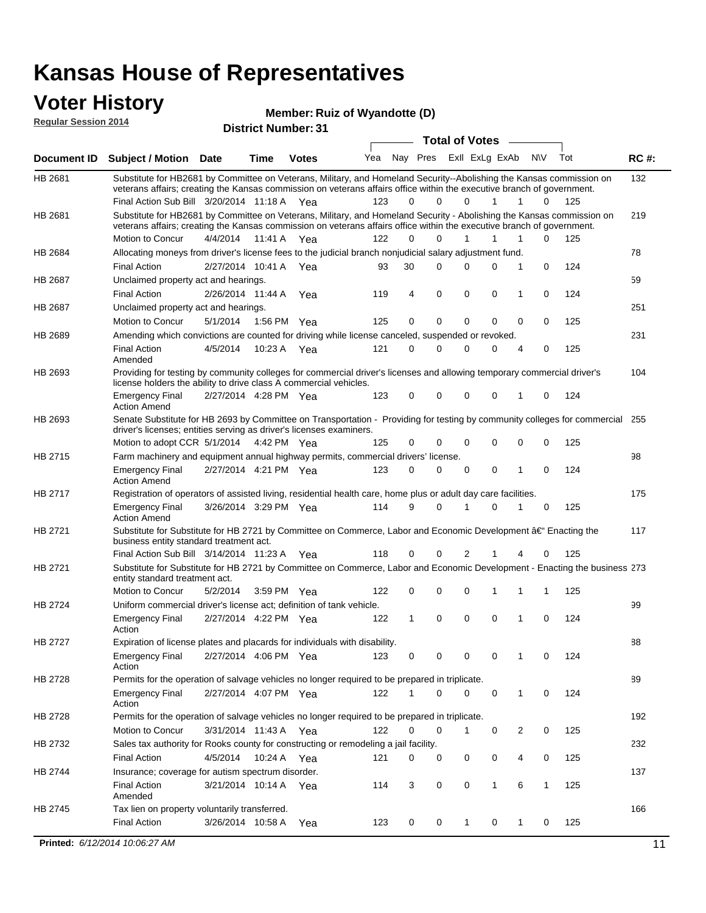# Kansas House of Representatives

## Voter History

**Regular Session 2014**

**Member: Ruiz of Wyandotte (D)**

**District Number: 31**

| Document ID | Subject / Motion | Date | Time | Votes | Yea | Nay | Pres | ExII | ExLg | ExAb | N\V | Tot | RC #: |
|---|---|---|---|---|---|---|---|---|---|---|---|---|---|
| HB 2681 | Substitute for HB2681 by Committee on Veterans, Military, and Homeland Security--Abolishing the Kansas commission on veterans affairs; creating the Kansas commission on veterans affairs office within the executive branch of government. | | | | | | | | | | | | 132 |
| | Final Action Sub Bill | 3/20/2014 | 11:18 A | Yea | 123 | 0 | 0 | 0 | 1 | 1 | 0 | 125 | |
| HB 2681 | Substitute for HB2681 by Committee on Veterans, Military, and Homeland Security - Abolishing the Kansas commission on veterans affairs; creating the Kansas commission on veterans affairs office within the executive branch of government. | | | | | | | | | | | | 219 |
| | Motion to Concur | 4/4/2014 | 11:41 A | Yea | 122 | 0 | 0 | 1 | 1 | 1 | 0 | 125 | |
| HB 2684 | Allocating moneys from driver's license fees to the judicial branch nonjudicial salary adjustment fund. | | | | | | | | | | | | 78 |
| | Final Action | 2/27/2014 | 10:41 A | Yea | 93 | 30 | 0 | 0 | 0 | 1 | 0 | 124 | |
| HB 2687 | Unclaimed property act and hearings. | | | | | | | | | | | | 59 |
| | Final Action | 2/26/2014 | 11:44 A | Yea | 119 | 4 | 0 | 0 | 0 | 1 | 0 | 124 | |
| HB 2687 | Unclaimed property act and hearings. | | | | | | | | | | | | 251 |
| | Motion to Concur | 5/1/2014 | 1:56 PM | Yea | 125 | 0 | 0 | 0 | 0 | 0 | 0 | 125 | |
| HB 2689 | Amending which convictions are counted for driving while license canceled, suspended or revoked. | | | | | | | | | | | | 231 |
| | Final Action Amended | 4/5/2014 | 10:23 A | Yea | 121 | 0 | 0 | 0 | 0 | 4 | 0 | 125 | |
| HB 2693 | Providing for testing by community colleges for commercial driver's licenses and allowing temporary commercial driver's license holders the ability to drive class A commercial vehicles. | | | | | | | | | | | | 104 |
| | Emergency Final Action Amend | 2/27/2014 | 4:28 PM | Yea | 123 | 0 | 0 | 0 | 0 | 1 | 0 | 124 | |
| HB 2693 | Senate Substitute for HB 2693 by Committee on Transportation - Providing for testing by community colleges for commercial driver's licenses; entities serving as driver's licenses examiners. | | | | | | | | | | | | 255 |
| | Motion to adopt CCR | 5/1/2014 | 4:42 PM | Yea | 125 | 0 | 0 | 0 | 0 | 0 | 0 | 125 | |
| HB 2715 | Farm machinery and equipment annual highway permits, commercial drivers' license. | | | | | | | | | | | | 98 |
| | Emergency Final Action Amend | 2/27/2014 | 4:21 PM | Yea | 123 | 0 | 0 | 0 | 0 | 1 | 0 | 124 | |
| HB 2717 | Registration of operators of assisted living, residential health care, home plus or adult day care facilities. | | | | | | | | | | | | 175 |
| | Emergency Final Action Amend | 3/26/2014 | 3:29 PM | Yea | 114 | 9 | 0 | 1 | 0 | 1 | 0 | 125 | |
| HB 2721 | Substitute for Substitute for HB 2721 by Committee on Commerce, Labor and Economic Development â€" Enacting the business entity standard treatment act. | | | | | | | | | | | | 117 |
| | Final Action Sub Bill | 3/14/2014 | 11:23 A | Yea | 118 | 0 | 0 | 2 | 1 | 4 | 0 | 125 | |
| HB 2721 | Substitute for Substitute for HB 2721 by Committee on Commerce, Labor and Economic Development - Enacting the business entity standard treatment act. | | | | | | | | | | | | 273 |
| | Motion to Concur | 5/2/2014 | 3:59 PM | Yea | 122 | 0 | 0 | 0 | 1 | 1 | 1 | 125 | |
| HB 2724 | Uniform commercial driver's license act; definition of tank vehicle. | | | | | | | | | | | | 99 |
| | Emergency Final Action | 2/27/2014 | 4:22 PM | Yea | 122 | 1 | 0 | 0 | 0 | 1 | 0 | 124 | |
| HB 2727 | Expiration of license plates and placards for individuals with disability. | | | | | | | | | | | | 88 |
| | Emergency Final Action | 2/27/2014 | 4:06 PM | Yea | 123 | 0 | 0 | 0 | 0 | 1 | 0 | 124 | |
| HB 2728 | Permits for the operation of salvage vehicles no longer required to be prepared in triplicate. | | | | | | | | | | | | 89 |
| | Emergency Final Action | 2/27/2014 | 4:07 PM | Yea | 122 | 1 | 0 | 0 | 0 | 1 | 0 | 124 | |
| HB 2728 | Permits for the operation of salvage vehicles no longer required to be prepared in triplicate. | | | | | | | | | | | | 192 |
| | Motion to Concur | 3/31/2014 | 11:43 A | Yea | 122 | 0 | 0 | 1 | 0 | 2 | 0 | 125 | |
| HB 2732 | Sales tax authority for Rooks county for constructing or remodeling a jail facility. | | | | | | | | | | | | 232 |
| | Final Action | 4/5/2014 | 10:24 A | Yea | 121 | 0 | 0 | 0 | 0 | 4 | 0 | 125 | |
| HB 2744 | Insurance; coverage for autism spectrum disorder. | | | | | | | | | | | | 137 |
| | Final Action Amended | 3/21/2014 | 10:14 A | Yea | 114 | 3 | 0 | 0 | 1 | 6 | 1 | 125 | |
| HB 2745 | Tax lien on property voluntarily transferred. | | | | | | | | | | | | 166 |
| | Final Action | 3/26/2014 | 10:58 A | Yea | 123 | 0 | 0 | 1 | 0 | 1 | 0 | 125 | |

**Printed:** *6/12/2014 10:06:27 AM*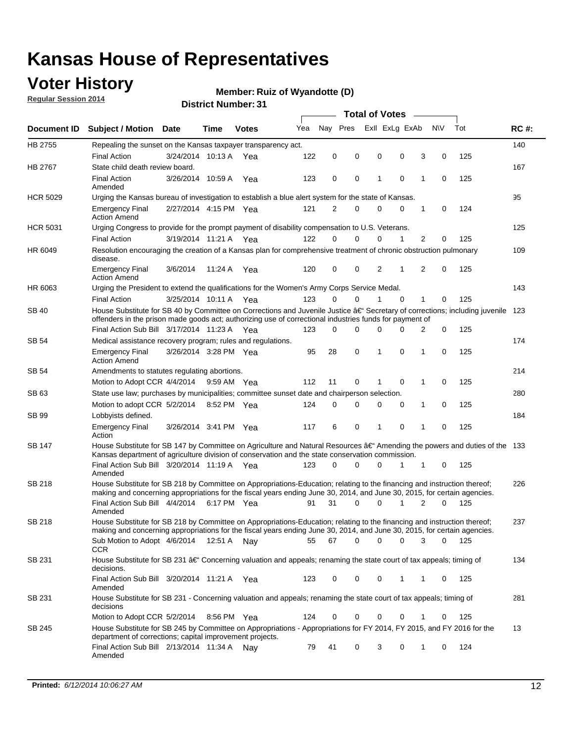# Kansas House of Representatives

## Voter History

**Regular Session 2014**

**Member: Ruiz of Wyandotte (D)**

**District Number: 31**

| Document ID | Subject / Motion | Date | Time | Votes | Yea | Nay | Pres | ExII | ExLg | ExAb | N\V | Tot | RC #: |
|---|---|---|---|---|---|---|---|---|---|---|---|---|---|
| HB 2755 | Repealing the sunset on the Kansas taxpayer transparency act. | | | | | | | | | | | | 140 |
| | Final Action | 3/24/2014 | 10:13 A | Yea | 122 | 0 | 0 | 0 | 0 | 3 | 0 | 125 | |
| HB 2767 | State child death review board. | | | | | | | | | | | | 167 |
| | Final Action Amended | 3/26/2014 | 10:59 A | Yea | 123 | 0 | 0 | 1 | 0 | 1 | 0 | 125 | |
| HCR 5029 | Urging the Kansas bureau of investigation to establish a blue alert system for the state of Kansas. | | | | | | | | | | | | 95 |
| | Emergency Final Action Amend | 2/27/2014 | 4:15 PM | Yea | 121 | 2 | 0 | 0 | 0 | 1 | 0 | 124 | |
| HCR 5031 | Urging Congress to provide for the prompt payment of disability compensation to U.S. Veterans. | | | | | | | | | | | | 125 |
| | Final Action | 3/19/2014 | 11:21 A | Yea | 122 | 0 | 0 | 0 | 1 | 2 | 0 | 125 | |
| HR 6049 | Resolution encouraging the creation of a Kansas plan for comprehensive treatment of chronic obstruction pulmonary disease. | | | | | | | | | | | | 109 |
| | Emergency Final Action Amend | 3/6/2014 | 11:24 A | Yea | 120 | 0 | 0 | 2 | 1 | 2 | 0 | 125 | |
| HR 6063 | Urging the President to extend the qualifications for the Women's Army Corps Service Medal. | | | | | | | | | | | | 143 |
| | Final Action | 3/25/2014 | 10:11 A | Yea | 123 | 0 | 0 | 1 | 0 | 1 | 0 | 125 | |
| SB 40 | House Substitute for SB 40 by Committee on Corrections and Juvenile Justice â€“ Secretary of corrections; including juvenile offenders in the prison made goods act; authorizing use of correctional industries funds for payment of | | | | | | | | | | | | 123 |
| | Final Action Sub Bill | 3/17/2014 | 11:23 A | Yea | 123 | 0 | 0 | 0 | 0 | 2 | 0 | 125 | |
| SB 54 | Medical assistance recovery program; rules and regulations. | | | | | | | | | | | | 174 |
| | Emergency Final Action Amend | 3/26/2014 | 3:28 PM | Yea | 95 | 28 | 0 | 1 | 0 | 1 | 0 | 125 | |
| SB 54 | Amendments to statutes regulating abortions. | | | | | | | | | | | | 214 |
| | Motion to Adopt CCR | 4/4/2014 | 9:59 AM | Yea | 112 | 11 | 0 | 1 | 0 | 1 | 0 | 125 | |
| SB 63 | State use law; purchases by municipalities; committee sunset date and chairperson selection. | | | | | | | | | | | | 280 |
| | Motion to adopt CCR | 5/2/2014 | 8:52 PM | Yea | 124 | 0 | 0 | 0 | 0 | 1 | 0 | 125 | |
| SB 99 | Lobbyists defined. | | | | | | | | | | | | 184 |
| | Emergency Final Action | 3/26/2014 | 3:41 PM | Yea | 117 | 6 | 0 | 1 | 0 | 1 | 0 | 125 | |
| SB 147 | House Substitute for SB 147 by Committee on Agriculture and Natural Resources â€“ Amending the powers and duties of the Kansas department of agriculture division of conservation and the state conservation commission. | | | | | | | | | | | | 133 |
| | Final Action Sub Bill Amended | 3/20/2014 | 11:19 A | Yea | 123 | 0 | 0 | 0 | 1 | 1 | 0 | 125 | |
| SB 218 | House Substitute for SB 218 by Committee on Appropriations-Education; relating to the financing and instruction thereof; making and concerning appropriations for the fiscal years ending June 30, 2014, and June 30, 2015, for certain agencies. | | | | | | | | | | | | 226 |
| | Final Action Sub Bill Amended | 4/4/2014 | 6:17 PM | Yea | 91 | 31 | 0 | 0 | 1 | 2 | 0 | 125 | |
| SB 218 | House Substitute for SB 218 by Committee on Appropriations-Education; relating to the financing and instruction thereof; making and concerning appropriations for the fiscal years ending June 30, 2014, and June 30, 2015, for certain agencies. | | | | | | | | | | | | 237 |
| | Sub Motion to Adopt CCR | 4/6/2014 | 12:51 A | Nay | 55 | 67 | 0 | 0 | 0 | 3 | 0 | 125 | |
| SB 231 | House Substitute for SB 231 â€“ Concerning valuation and appeals; renaming the state court of tax appeals; timing of decisions. | | | | | | | | | | | | 134 |
| | Final Action Sub Bill Amended | 3/20/2014 | 11:21 A | Yea | 123 | 0 | 0 | 0 | 1 | 1 | 0 | 125 | |
| SB 231 | House Substitute for SB 231 - Concerning valuation and appeals; renaming the state court of tax appeals; timing of decisions | | | | | | | | | | | | 281 |
| | Motion to Adopt CCR | 5/2/2014 | 8:56 PM | Yea | 124 | 0 | 0 | 0 | 0 | 1 | 0 | 125 | |
| SB 245 | House Substitute for SB 245 by Committee on Appropriations - Appropriations for FY 2014, FY 2015, and FY 2016 for the department of corrections; capital improvement projects. | | | | | | | | | | | | 13 |
| | Final Action Sub Bill Amended | 2/13/2014 | 11:34 A | Nay | 79 | 41 | 0 | 3 | 0 | 1 | 0 | 124 | |

**Printed:** *6/12/2014 10:06:27 AM*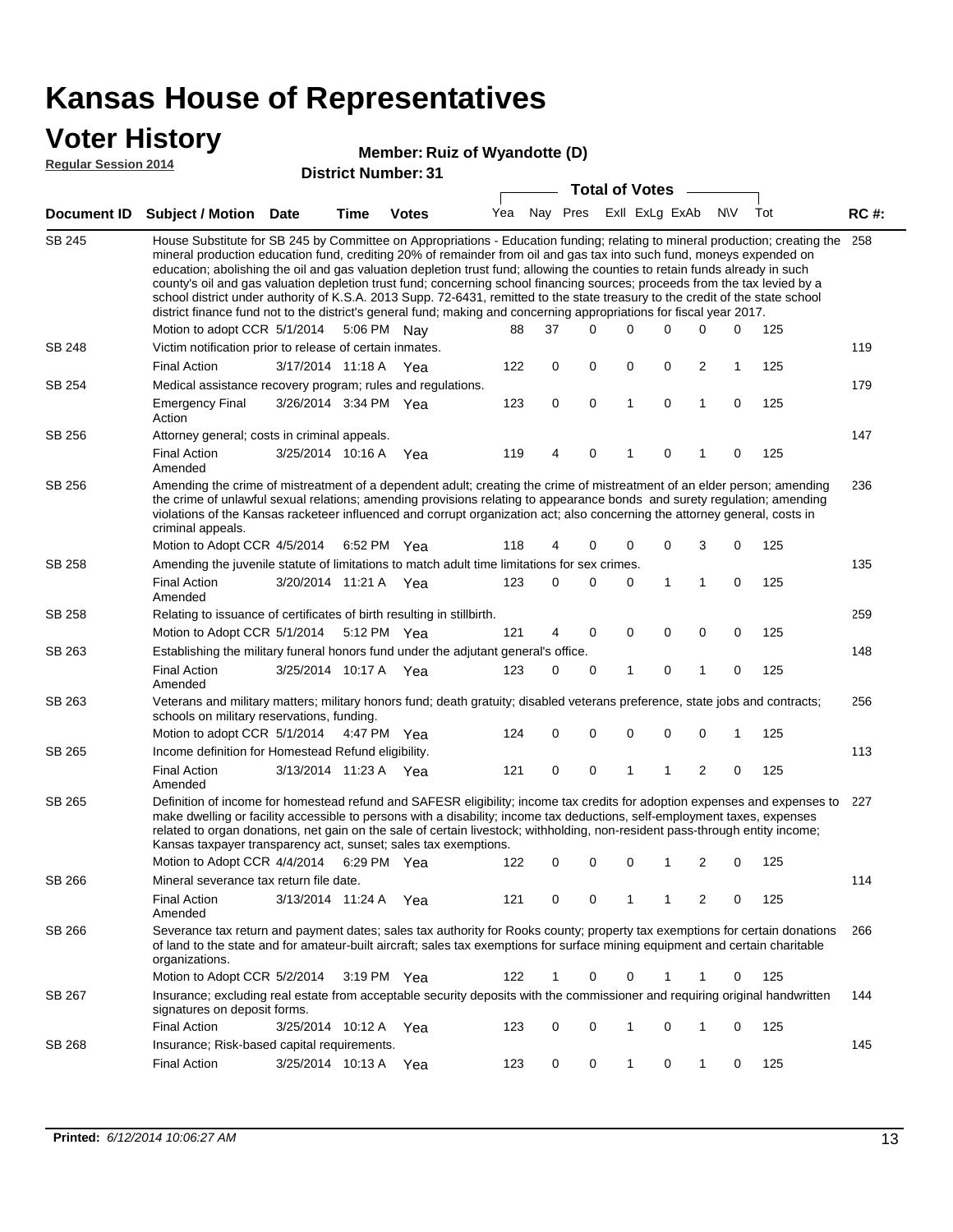# Kansas House of Representatives

## Voter History

**Regular Session 2014**

**Member: Ruiz of Wyandotte (D)**

**District Number: 31**

| Document ID | Subject / Motion | Date | Time | Votes | Yea | Nay | Pres | ExII | ExLg | ExAb | N\V | Tot | RC #: |
|---|---|---|---|---|---|---|---|---|---|---|---|---|---|
| SB 245 | House Substitute for SB 245 by Committee on Appropriations - Education funding; relating to mineral production; creating the mineral production education fund, crediting 20% of remainder from oil and gas tax into such fund, moneys expended on education; abolishing the oil and gas valuation depletion trust fund; allowing the counties to retain funds already in such county's oil and gas valuation depletion trust fund; concerning school financing sources; proceeds from the tax levied by a school district under authority of K.S.A. 2013 Supp. 72-6431, remitted to the state treasury to the credit of the state school district finance fund not to the district's general fund; making and concerning appropriations for fiscal year 2017. | | | | | | | | | | | | 258 |
| | Motion to adopt CCR | 5/1/2014 | 5:06 PM | Nay | 88 | 37 | 0 | 0 | 0 | 0 | 0 | 125 | |
| SB 248 | Victim notification prior to release of certain inmates. | | | | | | | | | | | | 119 |
| | Final Action | 3/17/2014 | 11:18 A | Yea | 122 | 0 | 0 | 0 | 0 | 2 | 1 | 125 | |
| SB 254 | Medical assistance recovery program; rules and regulations. | | | | | | | | | | | | 179 |
| | Emergency Final Action | 3/26/2014 | 3:34 PM | Yea | 123 | 0 | 0 | 1 | 0 | 1 | 0 | 125 | |
| SB 256 | Attorney general; costs in criminal appeals. | | | | | | | | | | | | 147 |
| | Final Action Amended | 3/25/2014 | 10:16 A | Yea | 119 | 4 | 0 | 1 | 0 | 1 | 0 | 125 | |
| SB 256 | Amending the crime of mistreatment of a dependent adult; creating the crime of mistreatment of an elder person; amending the crime of unlawful sexual relations; amending provisions relating to appearance bonds and surety regulation; amending violations of the Kansas racketeer influenced and corrupt organization act; also concerning the attorney general, costs in criminal appeals. | | | | | | | | | | | | 236 |
| | Motion to Adopt CCR | 4/5/2014 | 6:52 PM | Yea | 118 | 4 | 0 | 0 | 0 | 3 | 0 | 125 | |
| SB 258 | Amending the juvenile statute of limitations to match adult time limitations for sex crimes. | | | | | | | | | | | | 135 |
| | Final Action Amended | 3/20/2014 | 11:21 A | Yea | 123 | 0 | 0 | 0 | 1 | 1 | 0 | 125 | |
| SB 258 | Relating to issuance of certificates of birth resulting in stillbirth. | | | | | | | | | | | | 259 |
| | Motion to Adopt CCR | 5/1/2014 | 5:12 PM | Yea | 121 | 4 | 0 | 0 | 0 | 0 | 0 | 125 | |
| SB 263 | Establishing the military funeral honors fund under the adjutant general's office. | | | | | | | | | | | | 148 |
| | Final Action Amended | 3/25/2014 | 10:17 A | Yea | 123 | 0 | 0 | 1 | 0 | 1 | 0 | 125 | |
| SB 263 | Veterans and military matters; military honors fund; death gratuity; disabled veterans preference, state jobs and contracts; schools on military reservations, funding. | | | | | | | | | | | | 256 |
| | Motion to adopt CCR | 5/1/2014 | 4:47 PM | Yea | 124 | 0 | 0 | 0 | 0 | 0 | 1 | 125 | |
| SB 265 | Income definition for Homestead Refund eligibility. | | | | | | | | | | | | 113 |
| | Final Action Amended | 3/13/2014 | 11:23 A | Yea | 121 | 0 | 0 | 1 | 1 | 2 | 0 | 125 | |
| SB 265 | Definition of income for homestead refund and SAFESR eligibility; income tax credits for adoption expenses and expenses to make dwelling or facility accessible to persons with a disability; income tax deductions, self-employment taxes, expenses related to organ donations, net gain on the sale of certain livestock; withholding, non-resident pass-through entity income; Kansas taxpayer transparency act, sunset; sales tax exemptions. | | | | | | | | | | | | 227 |
| | Motion to Adopt CCR | 4/4/2014 | 6:29 PM | Yea | 122 | 0 | 0 | 0 | 1 | 2 | 0 | 125 | |
| SB 266 | Mineral severance tax return file date. | | | | | | | | | | | | 114 |
| | Final Action Amended | 3/13/2014 | 11:24 A | Yea | 121 | 0 | 0 | 1 | 1 | 2 | 0 | 125 | |
| SB 266 | Severance tax return and payment dates; sales tax authority for Rooks county; property tax exemptions for certain donations of land to the state and for amateur-built aircraft; sales tax exemptions for surface mining equipment and certain charitable organizations. | | | | | | | | | | | | 266 |
| | Motion to Adopt CCR | 5/2/2014 | 3:19 PM | Yea | 122 | 1 | 0 | 0 | 1 | 1 | 0 | 125 | |
| SB 267 | Insurance; excluding real estate from acceptable security deposits with the commissioner and requiring original handwritten signatures on deposit forms. | | | | | | | | | | | | 144 |
| | Final Action | 3/25/2014 | 10:12 A | Yea | 123 | 0 | 0 | 1 | 0 | 1 | 0 | 125 | |
| SB 268 | Insurance; Risk-based capital requirements. | | | | | | | | | | | | 145 |
| | Final Action | 3/25/2014 | 10:13 A | Yea | 123 | 0 | 0 | 1 | 0 | 1 | 0 | 125 | |

**Printed:** *6/12/2014 10:06:27 AM*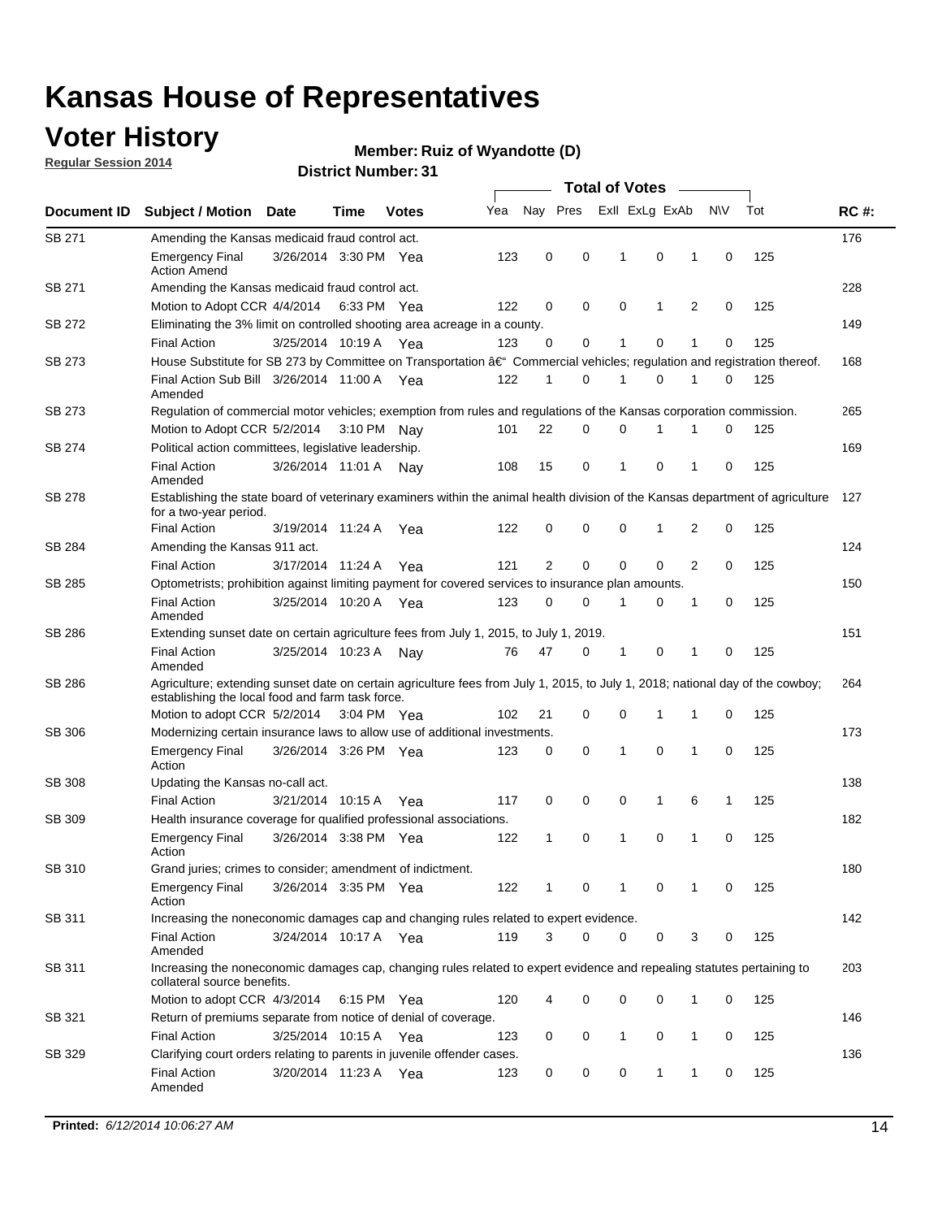# Kansas House of Representatives

## Voter History

**Regular Session 2014**

**Member: Ruiz of Wyandotte (D)**

**District Number: 31**

| Document ID | Subject / Motion | Date | Time | Votes | Yea | Nay | Pres | ExII | ExLg | ExAb | N\V | Tot | RC #: |
|---|---|---|---|---|---|---|---|---|---|---|---|---|---|
| SB 271 | Amending the Kansas medicaid fraud control act. | | | | | | | | | | | | 176 |
| | Emergency Final Action Amend | 3/26/2014 | 3:30 PM | Yea | 123 | 0 | 0 | 1 | 0 | 1 | 0 | 125 | |
| SB 271 | Amending the Kansas medicaid fraud control act. | | | | | | | | | | | | 228 |
| | Motion to Adopt CCR | 4/4/2014 | 6:33 PM | Yea | 122 | 0 | 0 | 0 | 1 | 2 | 0 | 125 | |
| SB 272 | Eliminating the 3% limit on controlled shooting area acreage in a county. | | | | | | | | | | | | 149 |
| | Final Action | 3/25/2014 | 10:19 A | Yea | 123 | 0 | 0 | 1 | 0 | 1 | 0 | 125 | |
| SB 273 | House Substitute for SB 273 by Committee on Transportation â€“ Commercial vehicles; regulation and registration thereof. | | | | | | | | | | | | 168 |
| | Final Action Sub Bill Amended | 3/26/2014 | 11:00 A | Yea | 122 | 1 | 0 | 1 | 0 | 1 | 0 | 125 | |
| SB 273 | Regulation of commercial motor vehicles; exemption from rules and regulations of the Kansas corporation commission. | | | | | | | | | | | | 265 |
| | Motion to Adopt CCR | 5/2/2014 | 3:10 PM | Nay | 101 | 22 | 0 | 0 | 1 | 1 | 0 | 125 | |
| SB 274 | Political action committees, legislative leadership. | | | | | | | | | | | | 169 |
| | Final Action Amended | 3/26/2014 | 11:01 A | Nay | 108 | 15 | 0 | 1 | 0 | 1 | 0 | 125 | |
| SB 278 | Establishing the state board of veterinary examiners within the animal health division of the Kansas department of agriculture for a two-year period. | | | | | | | | | | | | 127 |
| | Final Action | 3/19/2014 | 11:24 A | Yea | 122 | 0 | 0 | 0 | 1 | 2 | 0 | 125 | |
| SB 284 | Amending the Kansas 911 act. | | | | | | | | | | | | 124 |
| | Final Action | 3/17/2014 | 11:24 A | Yea | 121 | 2 | 0 | 0 | 0 | 2 | 0 | 125 | |
| SB 285 | Optometrists; prohibition against limiting payment for covered services to insurance plan amounts. | | | | | | | | | | | | 150 |
| | Final Action Amended | 3/25/2014 | 10:20 A | Yea | 123 | 0 | 0 | 1 | 0 | 1 | 0 | 125 | |
| SB 286 | Extending sunset date on certain agriculture fees from July 1, 2015, to July 1, 2019. | | | | | | | | | | | | 151 |
| | Final Action Amended | 3/25/2014 | 10:23 A | Nay | 76 | 47 | 0 | 1 | 0 | 1 | 0 | 125 | |
| SB 286 | Agriculture; extending sunset date on certain agriculture fees from July 1, 2015, to July 1, 2018; national day of the cowboy; establishing the local food and farm task force. | | | | | | | | | | | | 264 |
| | Motion to adopt CCR | 5/2/2014 | 3:04 PM | Yea | 102 | 21 | 0 | 0 | 1 | 1 | 0 | 125 | |
| SB 306 | Modernizing certain insurance laws to allow use of additional investments. | | | | | | | | | | | | 173 |
| | Emergency Final Action | 3/26/2014 | 3:26 PM | Yea | 123 | 0 | 0 | 1 | 0 | 1 | 0 | 125 | |
| SB 308 | Updating the Kansas no-call act. | | | | | | | | | | | | 138 |
| | Final Action | 3/21/2014 | 10:15 A | Yea | 117 | 0 | 0 | 0 | 1 | 6 | 1 | 125 | |
| SB 309 | Health insurance coverage for qualified professional associations. | | | | | | | | | | | | 182 |
| | Emergency Final Action | 3/26/2014 | 3:38 PM | Yea | 122 | 1 | 0 | 1 | 0 | 1 | 0 | 125 | |
| SB 310 | Grand juries; crimes to consider; amendment of indictment. | | | | | | | | | | | | 180 |
| | Emergency Final Action | 3/26/2014 | 3:35 PM | Yea | 122 | 1 | 0 | 1 | 0 | 1 | 0 | 125 | |
| SB 311 | Increasing the noneconomic damages cap and changing rules related to expert evidence. | | | | | | | | | | | | 142 |
| | Final Action Amended | 3/24/2014 | 10:17 A | Yea | 119 | 3 | 0 | 0 | 0 | 3 | 0 | 125 | |
| SB 311 | Increasing the noneconomic damages cap, changing rules related to expert evidence and repealing statutes pertaining to collateral source benefits. | | | | | | | | | | | | 203 |
| | Motion to adopt CCR | 4/3/2014 | 6:15 PM | Yea | 120 | 4 | 0 | 0 | 0 | 1 | 0 | 125 | |
| SB 321 | Return of premiums separate from notice of denial of coverage. | | | | | | | | | | | | 146 |
| | Final Action | 3/25/2014 | 10:15 A | Yea | 123 | 0 | 0 | 1 | 0 | 1 | 0 | 125 | |
| SB 329 | Clarifying court orders relating to parents in juvenile offender cases. | | | | | | | | | | | | 136 |
| | Final Action Amended | 3/20/2014 | 11:23 A | Yea | 123 | 0 | 0 | 0 | 1 | 1 | 0 | 125 | |

**Printed:** *6/12/2014 10:06:27 AM*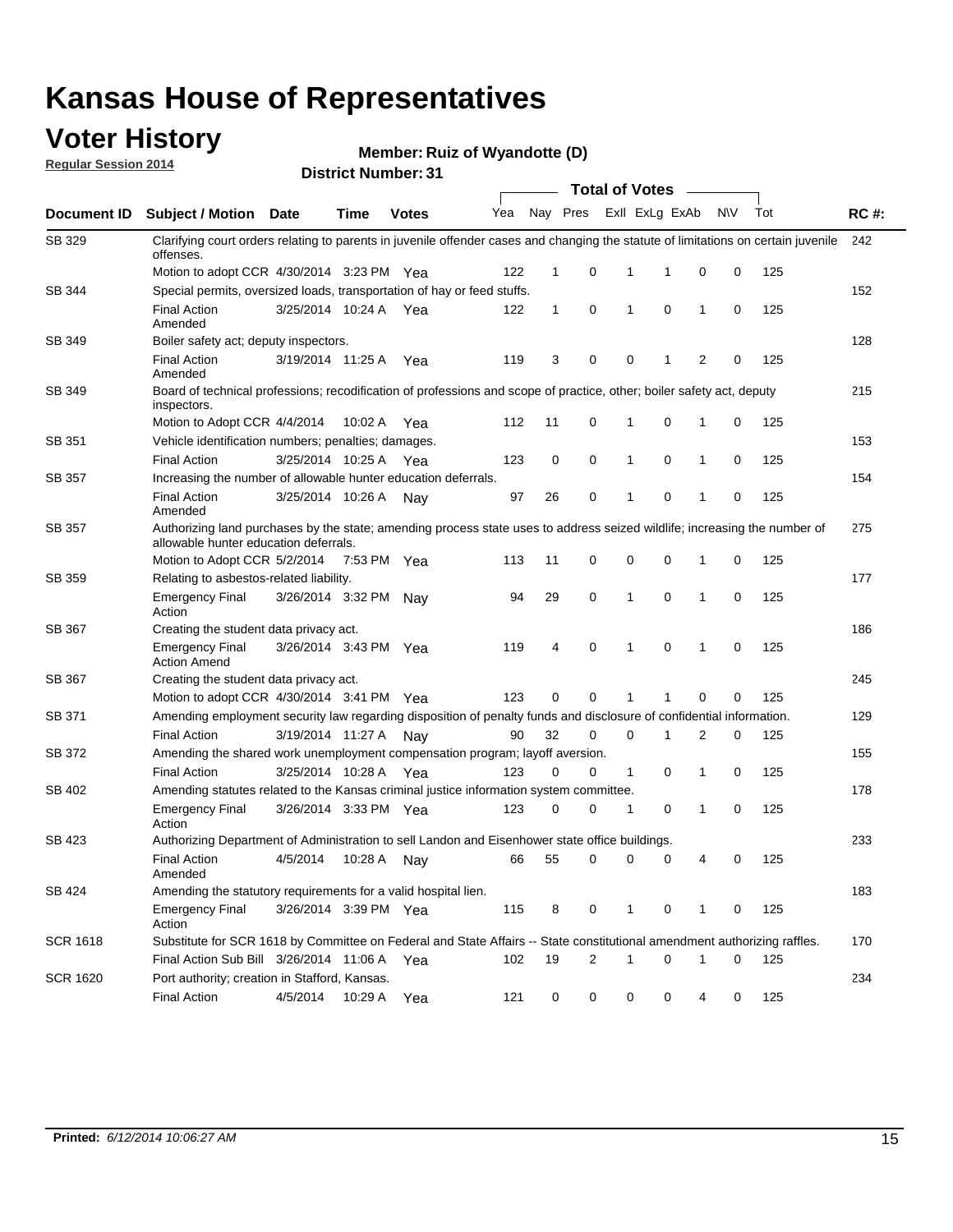# Kansas House of Representatives

## Voter History

**Regular Session 2014**

**Member: Ruiz of Wyandotte (D)**

**District Number: 31**

| Document ID | Subject / Motion | Date | Time | Votes | Yea | Nay | Pres | ExII | ExLg | ExAb | N\V | Tot | RC #: |
|---|---|---|---|---|---|---|---|---|---|---|---|---|---|
| SB 329 | Clarifying court orders relating to parents in juvenile offender cases and changing the statute of limitations on certain juvenile offenses. | | | | | | | | | | | | 242 |
| | Motion to adopt CCR | 4/30/2014 | 3:23 PM | Yea | 122 | 1 | 0 | 1 | 1 | 0 | 0 | 125 | |
| SB 344 | Special permits, oversized loads, transportation of hay or feed stuffs. | | | | | | | | | | | | 152 |
| | Final Action Amended | 3/25/2014 | 10:24 A | Yea | 122 | 1 | 0 | 1 | 0 | 1 | 0 | 125 | |
| SB 349 | Boiler safety act; deputy inspectors. | | | | | | | | | | | | 128 |
| | Final Action Amended | 3/19/2014 | 11:25 A | Yea | 119 | 3 | 0 | 0 | 1 | 2 | 0 | 125 | |
| SB 349 | Board of technical professions; recodification of professions and scope of practice, other; boiler safety act, deputy inspectors. | | | | | | | | | | | | 215 |
| | Motion to Adopt CCR | 4/4/2014 | 10:02 A | Yea | 112 | 11 | 0 | 1 | 0 | 1 | 0 | 125 | |
| SB 351 | Vehicle identification numbers; penalties; damages. | | | | | | | | | | | | 153 |
| | Final Action | 3/25/2014 | 10:25 A | Yea | 123 | 0 | 0 | 1 | 0 | 1 | 0 | 125 | |
| SB 357 | Increasing the number of allowable hunter education deferrals. | | | | | | | | | | | | 154 |
| | Final Action Amended | 3/25/2014 | 10:26 A | Nay | 97 | 26 | 0 | 1 | 0 | 1 | 0 | 125 | |
| SB 357 | Authorizing land purchases by the state; amending process state uses to address seized wildlife; increasing the number of allowable hunter education deferrals. | | | | | | | | | | | | 275 |
| | Motion to Adopt CCR | 5/2/2014 | 7:53 PM | Yea | 113 | 11 | 0 | 0 | 0 | 1 | 0 | 125 | |
| SB 359 | Relating to asbestos-related liability. | | | | | | | | | | | | 177 |
| | Emergency Final Action | 3/26/2014 | 3:32 PM | Nay | 94 | 29 | 0 | 1 | 0 | 1 | 0 | 125 | |
| SB 367 | Creating the student data privacy act. | | | | | | | | | | | | 186 |
| | Emergency Final Action Amend | 3/26/2014 | 3:43 PM | Yea | 119 | 4 | 0 | 1 | 0 | 1 | 0 | 125 | |
| SB 367 | Creating the student data privacy act. | | | | | | | | | | | | 245 |
| | Motion to adopt CCR | 4/30/2014 | 3:41 PM | Yea | 123 | 0 | 0 | 1 | 1 | 0 | 0 | 125 | |
| SB 371 | Amending employment security law regarding disposition of penalty funds and disclosure of confidential information. | | | | | | | | | | | | 129 |
| | Final Action | 3/19/2014 | 11:27 A | Nay | 90 | 32 | 0 | 0 | 1 | 2 | 0 | 125 | |
| SB 372 | Amending the shared work unemployment compensation program; layoff aversion. | | | | | | | | | | | | 155 |
| | Final Action | 3/25/2014 | 10:28 A | Yea | 123 | 0 | 0 | 1 | 0 | 1 | 0 | 125 | |
| SB 402 | Amending statutes related to the Kansas criminal justice information system committee. | | | | | | | | | | | | 178 |
| | Emergency Final Action | 3/26/2014 | 3:33 PM | Yea | 123 | 0 | 0 | 1 | 0 | 1 | 0 | 125 | |
| SB 423 | Authorizing Department of Administration to sell Landon and Eisenhower state office buildings. | | | | | | | | | | | | 233 |
| | Final Action Amended | 4/5/2014 | 10:28 A | Nay | 66 | 55 | 0 | 0 | 0 | 4 | 0 | 125 | |
| SB 424 | Amending the statutory requirements for a valid hospital lien. | | | | | | | | | | | | 183 |
| | Emergency Final Action | 3/26/2014 | 3:39 PM | Yea | 115 | 8 | 0 | 1 | 0 | 1 | 0 | 125 | |
| SCR 1618 | Substitute for SCR 1618 by Committee on Federal and State Affairs -- State constitutional amendment authorizing raffles. | | | | | | | | | | | | 170 |
| | Final Action Sub Bill | 3/26/2014 | 11:06 A | Yea | 102 | 19 | 2 | 1 | 0 | 1 | 0 | 125 | |
| SCR 1620 | Port authority; creation in Stafford, Kansas. | | | | | | | | | | | | 234 |
| | Final Action | 4/5/2014 | 10:29 A | Yea | 121 | 0 | 0 | 0 | 0 | 4 | 0 | 125 | |

**Printed:** *6/12/2014 10:06:27 AM*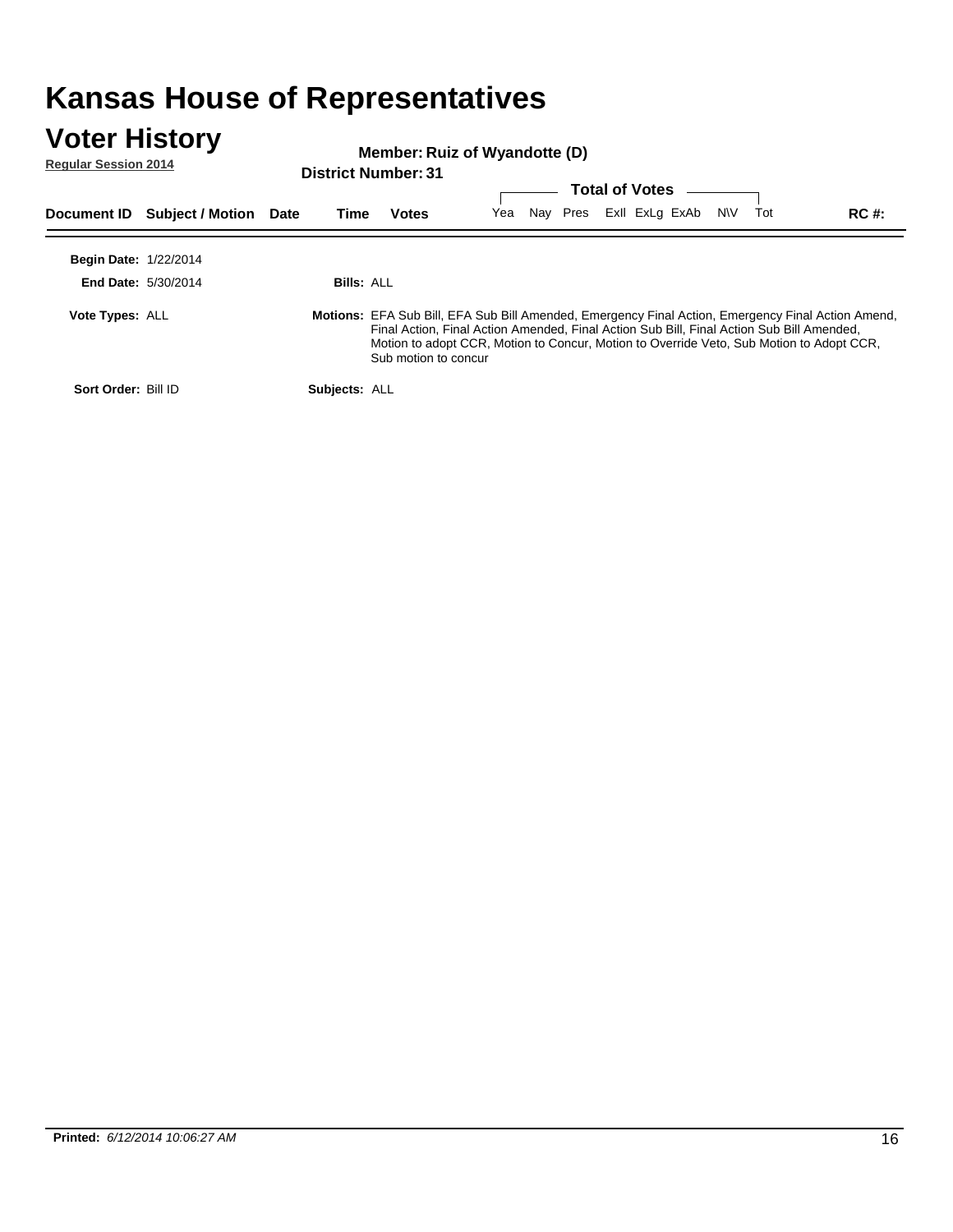# Kansas House of Representatives

## Voter History

**Regular Session 2014**

**Member: Ruiz of Wyandotte (D)**

**District Number: 31**

| Document ID | Subject / Motion | Date | Time | Votes | Yea | Nay | Pres | ExII | ExLg | ExAb | N\V | Tot | RC #: |
|---|---|---|---|---|---|---|---|---|---|---|---|---|---|

**Begin Date:** 1/22/2014

**End Date:** 5/30/2014

**Bills:** ALL

**Vote Types:** ALL

**Motions:** EFA Sub Bill, EFA Sub Bill Amended, Emergency Final Action, Emergency Final Action Amend, Final Action, Final Action Amended, Final Action Sub Bill, Final Action Sub Bill Amended, Motion to adopt CCR, Motion to Concur, Motion to Override Veto, Sub Motion to Adopt CCR, Sub motion to concur

**Sort Order:** Bill ID

**Subjects:** ALL

**Printed:** *6/12/2014 10:06:27 AM*